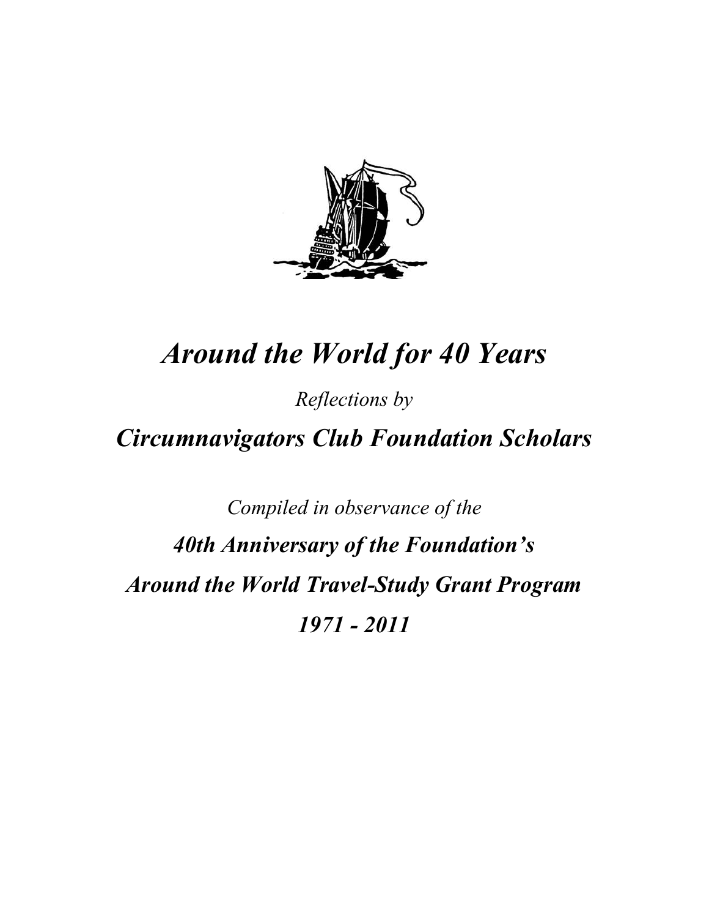# *Around the World for 40 Years*

*Reflections by*

## ***Circumnavigators Club Foundation Scholars***

*Compiled in observance of the*

***40th Anniversary of the Foundation's***

***Around the World Travel-Study Grant Program***

***1971 - 2011***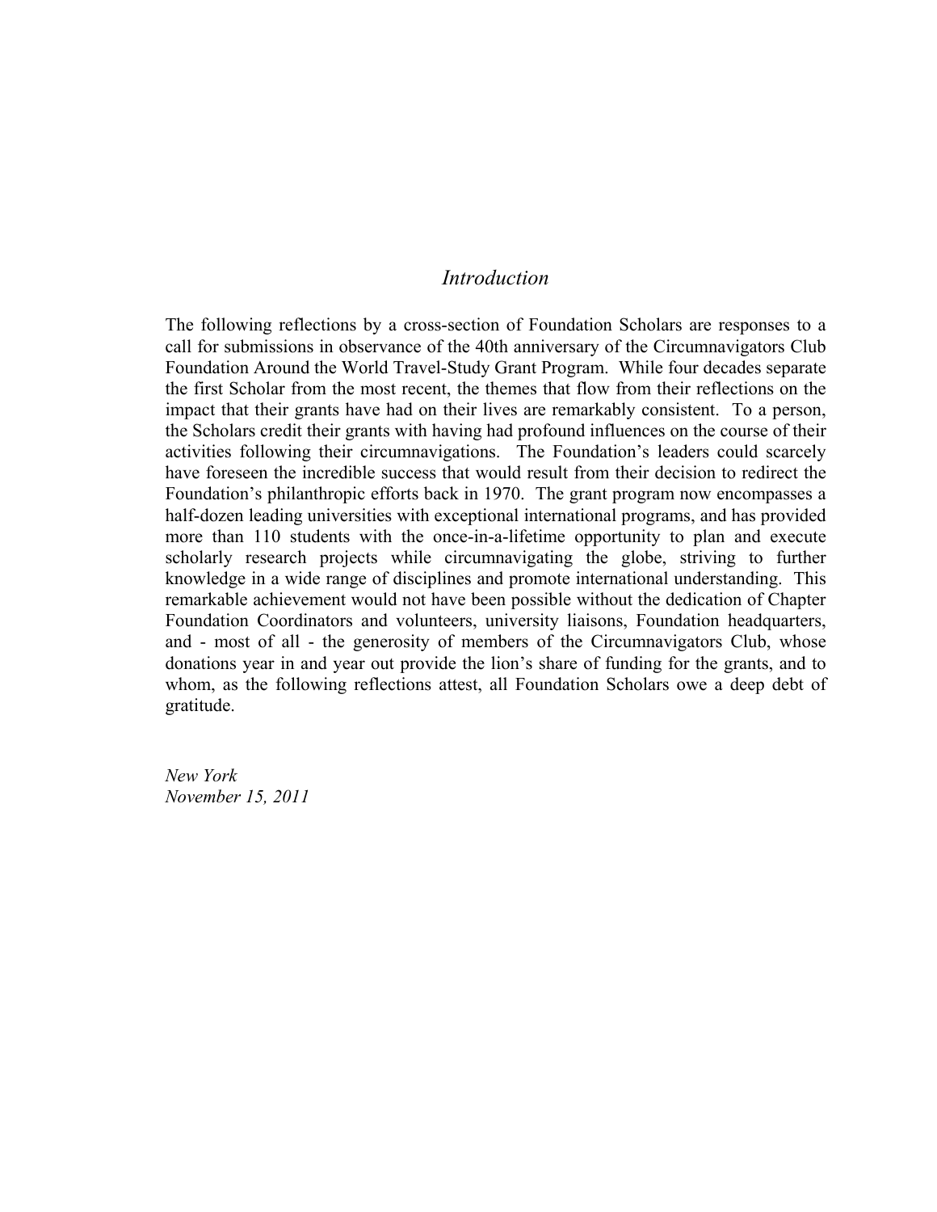## *Introduction*

The following reflections by a cross-section of Foundation Scholars are responses to a call for submissions in observance of the 40th anniversary of the Circumnavigators Club Foundation Around the World Travel-Study Grant Program. While four decades separate the first Scholar from the most recent, the themes that flow from their reflections on the impact that their grants have had on their lives are remarkably consistent. To a person, the Scholars credit their grants with having had profound influences on the course of their activities following their circumnavigations. The Foundation's leaders could scarcely have foreseen the incredible success that would result from their decision to redirect the Foundation's philanthropic efforts back in 1970. The grant program now encompasses a half-dozen leading universities with exceptional international programs, and has provided more than 110 students with the once-in-a-lifetime opportunity to plan and execute scholarly research projects while circumnavigating the globe, striving to further knowledge in a wide range of disciplines and promote international understanding. This remarkable achievement would not have been possible without the dedication of Chapter Foundation Coordinators and volunteers, university liaisons, Foundation headquarters, and - most of all - the generosity of members of the Circumnavigators Club, whose donations year in and year out provide the lion's share of funding for the grants, and to whom, as the following reflections attest, all Foundation Scholars owe a deep debt of gratitude.

*New York*
*November 15, 2011*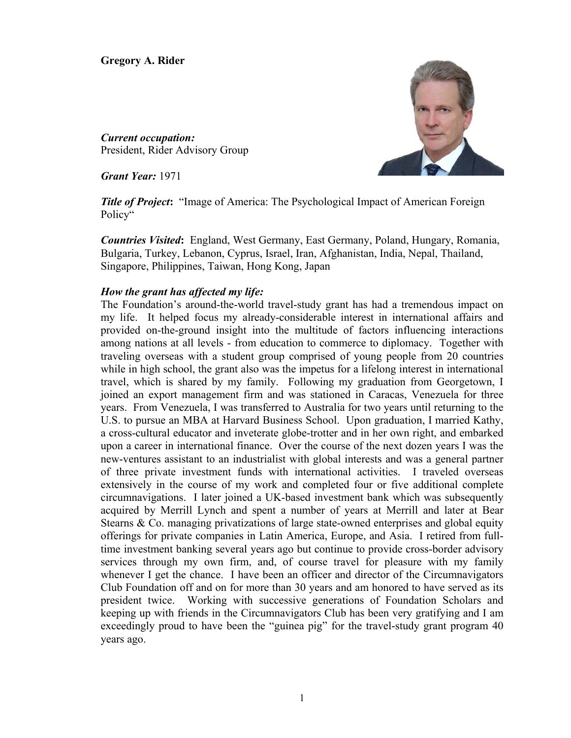**Gregory A. Rider**

***Current occupation:***
President, Rider Advisory Group

***Grant Year:*** 1971

***Title of Project*:** "Image of America: The Psychological Impact of American Foreign Policy"

***Countries Visited*:** England, West Germany, East Germany, Poland, Hungary, Romania, Bulgaria, Turkey, Lebanon, Cyprus, Israel, Iran, Afghanistan, India, Nepal, Thailand, Singapore, Philippines, Taiwan, Hong Kong, Japan

***How the grant has affected my life:***

The Foundation's around-the-world travel-study grant has had a tremendous impact on my life. It helped focus my already-considerable interest in international affairs and provided on-the-ground insight into the multitude of factors influencing interactions among nations at all levels - from education to commerce to diplomacy. Together with traveling overseas with a student group comprised of young people from 20 countries while in high school, the grant also was the impetus for a lifelong interest in international travel, which is shared by my family. Following my graduation from Georgetown, I joined an export management firm and was stationed in Caracas, Venezuela for three years. From Venezuela, I was transferred to Australia for two years until returning to the U.S. to pursue an MBA at Harvard Business School. Upon graduation, I married Kathy, a cross-cultural educator and inveterate globe-trotter and in her own right, and embarked upon a career in international finance. Over the course of the next dozen years I was the new-ventures assistant to an industrialist with global interests and was a general partner of three private investment funds with international activities. I traveled overseas extensively in the course of my work and completed four or five additional complete circumnavigations. I later joined a UK-based investment bank which was subsequently acquired by Merrill Lynch and spent a number of years at Merrill and later at Bear Stearns & Co. managing privatizations of large state-owned enterprises and global equity offerings for private companies in Latin America, Europe, and Asia. I retired from full-time investment banking several years ago but continue to provide cross-border advisory services through my own firm, and, of course travel for pleasure with my family whenever I get the chance. I have been an officer and director of the Circumnavigators Club Foundation off and on for more than 30 years and am honored to have served as its president twice. Working with successive generations of Foundation Scholars and keeping up with friends in the Circumnavigators Club has been very gratifying and I am exceedingly proud to have been the "guinea pig" for the travel-study grant program 40 years ago.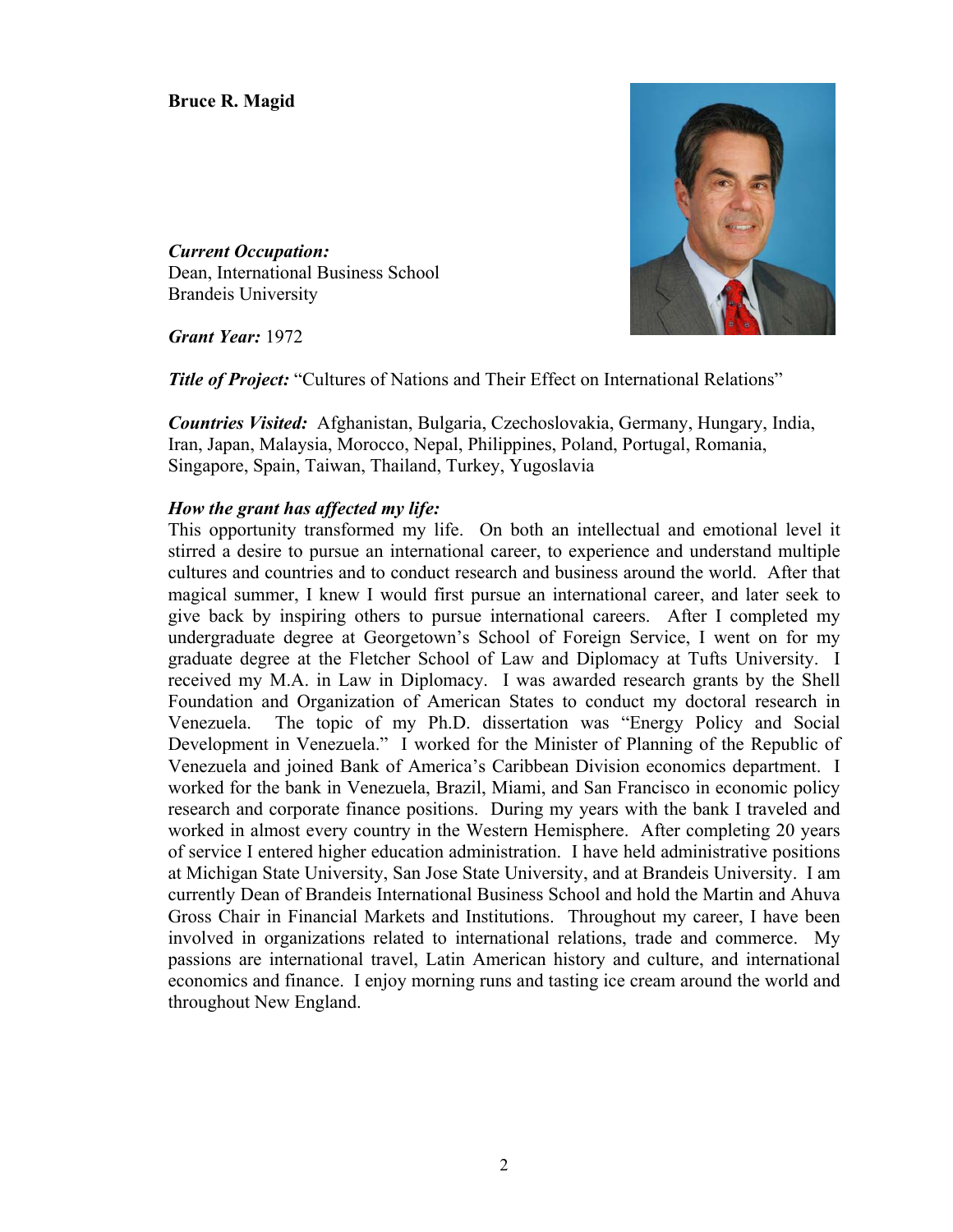**Bruce R. Magid**

***Current Occupation:***
Dean, International Business School
Brandeis University

***Grant Year:*** 1972

***Title of Project:*** "Cultures of Nations and Their Effect on International Relations"

***Countries Visited:*** Afghanistan, Bulgaria, Czechoslovakia, Germany, Hungary, India, Iran, Japan, Malaysia, Morocco, Nepal, Philippines, Poland, Portugal, Romania, Singapore, Spain, Taiwan, Thailand, Turkey, Yugoslavia

***How the grant has affected my life:***
This opportunity transformed my life. On both an intellectual and emotional level it stirred a desire to pursue an international career, to experience and understand multiple cultures and countries and to conduct research and business around the world. After that magical summer, I knew I would first pursue an international career, and later seek to give back by inspiring others to pursue international careers. After I completed my undergraduate degree at Georgetown's School of Foreign Service, I went on for my graduate degree at the Fletcher School of Law and Diplomacy at Tufts University. I received my M.A. in Law in Diplomacy. I was awarded research grants by the Shell Foundation and Organization of American States to conduct my doctoral research in Venezuela. The topic of my Ph.D. dissertation was "Energy Policy and Social Development in Venezuela." I worked for the Minister of Planning of the Republic of Venezuela and joined Bank of America's Caribbean Division economics department. I worked for the bank in Venezuela, Brazil, Miami, and San Francisco in economic policy research and corporate finance positions. During my years with the bank I traveled and worked in almost every country in the Western Hemisphere. After completing 20 years of service I entered higher education administration. I have held administrative positions at Michigan State University, San Jose State University, and at Brandeis University. I am currently Dean of Brandeis International Business School and hold the Martin and Ahuva Gross Chair in Financial Markets and Institutions. Throughout my career, I have been involved in organizations related to international relations, trade and commerce. My passions are international travel, Latin American history and culture, and international economics and finance. I enjoy morning runs and tasting ice cream around the world and throughout New England.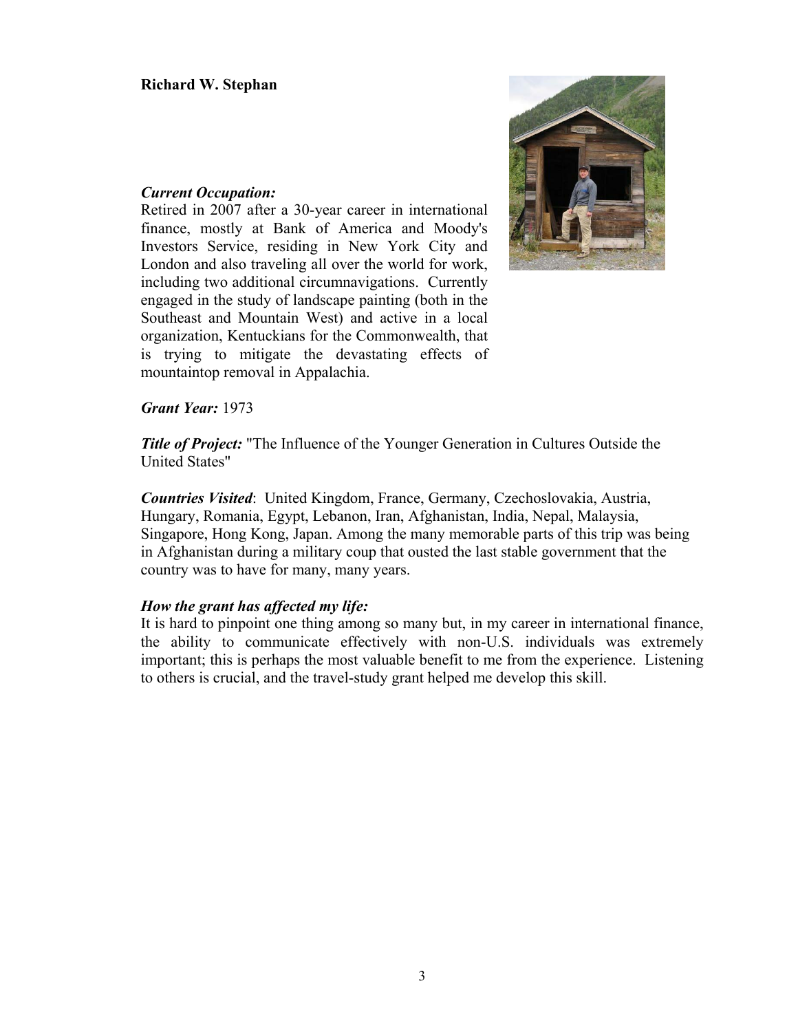**Richard W. Stephan**

***Current Occupation:***
Retired in 2007 after a 30-year career in international finance, mostly at Bank of America and Moody's Investors Service, residing in New York City and London and also traveling all over the world for work, including two additional circumnavigations. Currently engaged in the study of landscape painting (both in the Southeast and Mountain West) and active in a local organization, Kentuckians for the Commonwealth, that is trying to mitigate the devastating effects of mountaintop removal in Appalachia.

***Grant Year:*** 1973

***Title of Project:*** "The Influence of the Younger Generation in Cultures Outside the United States"

***Countries Visited***: United Kingdom, France, Germany, Czechoslovakia, Austria, Hungary, Romania, Egypt, Lebanon, Iran, Afghanistan, India, Nepal, Malaysia, Singapore, Hong Kong, Japan. Among the many memorable parts of this trip was being in Afghanistan during a military coup that ousted the last stable government that the country was to have for many, many years.

***How the grant has affected my life:***
It is hard to pinpoint one thing among so many but, in my career in international finance, the ability to communicate effectively with non-U.S. individuals was extremely important; this is perhaps the most valuable benefit to me from the experience. Listening to others is crucial, and the travel-study grant helped me develop this skill.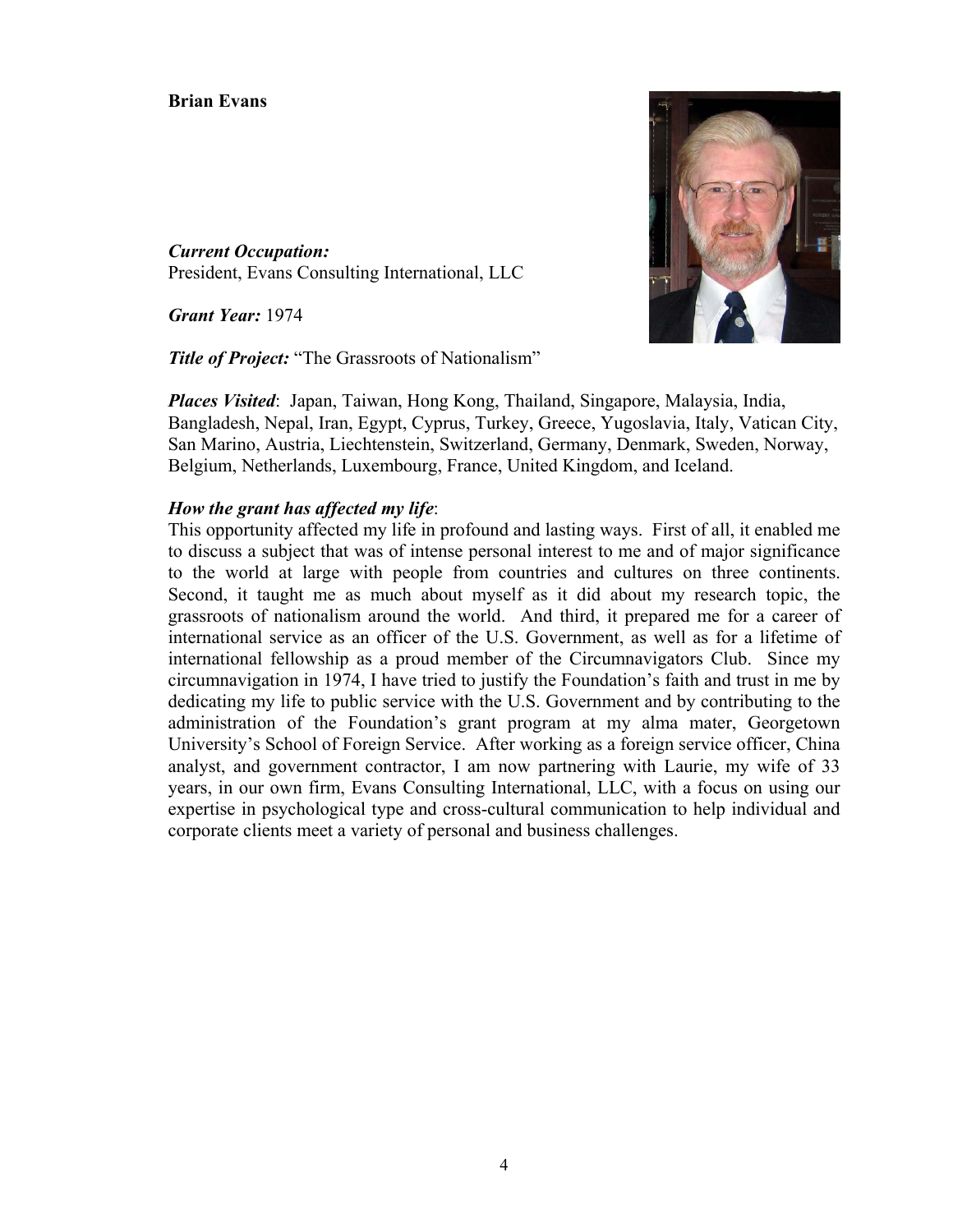**Brian Evans**

***Current Occupation:***
President, Evans Consulting International, LLC

***Grant Year:*** 1974

***Title of Project:*** "The Grassroots of Nationalism"

***Places Visited***: Japan, Taiwan, Hong Kong, Thailand, Singapore, Malaysia, India, Bangladesh, Nepal, Iran, Egypt, Cyprus, Turkey, Greece, Yugoslavia, Italy, Vatican City, San Marino, Austria, Liechtenstein, Switzerland, Germany, Denmark, Sweden, Norway, Belgium, Netherlands, Luxembourg, France, United Kingdom, and Iceland.

***How the grant has affected my life***:
This opportunity affected my life in profound and lasting ways. First of all, it enabled me to discuss a subject that was of intense personal interest to me and of major significance to the world at large with people from countries and cultures on three continents. Second, it taught me as much about myself as it did about my research topic, the grassroots of nationalism around the world. And third, it prepared me for a career of international service as an officer of the U.S. Government, as well as for a lifetime of international fellowship as a proud member of the Circumnavigators Club. Since my circumnavigation in 1974, I have tried to justify the Foundation's faith and trust in me by dedicating my life to public service with the U.S. Government and by contributing to the administration of the Foundation's grant program at my alma mater, Georgetown University's School of Foreign Service. After working as a foreign service officer, China analyst, and government contractor, I am now partnering with Laurie, my wife of 33 years, in our own firm, Evans Consulting International, LLC, with a focus on using our expertise in psychological type and cross-cultural communication to help individual and corporate clients meet a variety of personal and business challenges.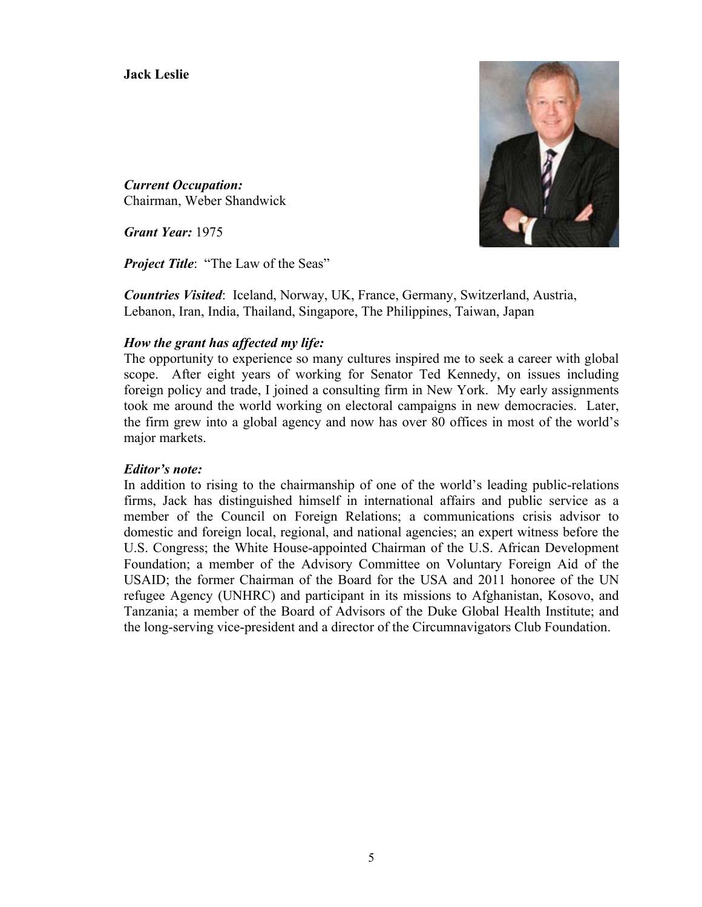**Jack Leslie**

***Current Occupation:***
Chairman, Weber Shandwick

***Grant Year:*** 1975

***Project Title***: "The Law of the Seas"

***Countries Visited***: Iceland, Norway, UK, France, Germany, Switzerland, Austria, Lebanon, Iran, India, Thailand, Singapore, The Philippines, Taiwan, Japan

***How the grant has affected my life:***
The opportunity to experience so many cultures inspired me to seek a career with global scope. After eight years of working for Senator Ted Kennedy, on issues including foreign policy and trade, I joined a consulting firm in New York. My early assignments took me around the world working on electoral campaigns in new democracies. Later, the firm grew into a global agency and now has over 80 offices in most of the world's major markets.

***Editor's note:***
In addition to rising to the chairmanship of one of the world's leading public-relations firms, Jack has distinguished himself in international affairs and public service as a member of the Council on Foreign Relations; a communications crisis advisor to domestic and foreign local, regional, and national agencies; an expert witness before the U.S. Congress; the White House-appointed Chairman of the U.S. African Development Foundation; a member of the Advisory Committee on Voluntary Foreign Aid of the USAID; the former Chairman of the Board for the USA and 2011 honoree of the UN refugee Agency (UNHRC) and participant in its missions to Afghanistan, Kosovo, and Tanzania; a member of the Board of Advisors of the Duke Global Health Institute; and the long-serving vice-president and a director of the Circumnavigators Club Foundation.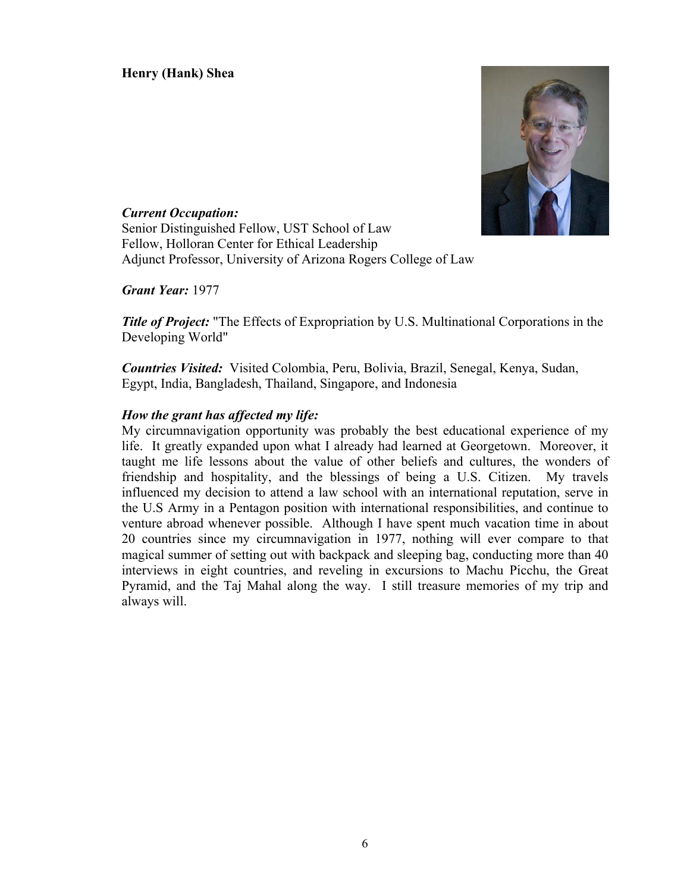**Henry (Hank) Shea**

***Current Occupation:***
Senior Distinguished Fellow, UST School of Law
Fellow, Holloran Center for Ethical Leadership
Adjunct Professor, University of Arizona Rogers College of Law

***Grant Year:*** 1977

***Title of Project:*** "The Effects of Expropriation by U.S. Multinational Corporations in the Developing World"

***Countries Visited:*** Visited Colombia, Peru, Bolivia, Brazil, Senegal, Kenya, Sudan, Egypt, India, Bangladesh, Thailand, Singapore, and Indonesia

***How the grant has affected my life:***
My circumnavigation opportunity was probably the best educational experience of my life. It greatly expanded upon what I already had learned at Georgetown. Moreover, it taught me life lessons about the value of other beliefs and cultures, the wonders of friendship and hospitality, and the blessings of being a U.S. Citizen. My travels influenced my decision to attend a law school with an international reputation, serve in the U.S Army in a Pentagon position with international responsibilities, and continue to venture abroad whenever possible. Although I have spent much vacation time in about 20 countries since my circumnavigation in 1977, nothing will ever compare to that magical summer of setting out with backpack and sleeping bag, conducting more than 40 interviews in eight countries, and reveling in excursions to Machu Picchu, the Great Pyramid, and the Taj Mahal along the way. I still treasure memories of my trip and always will.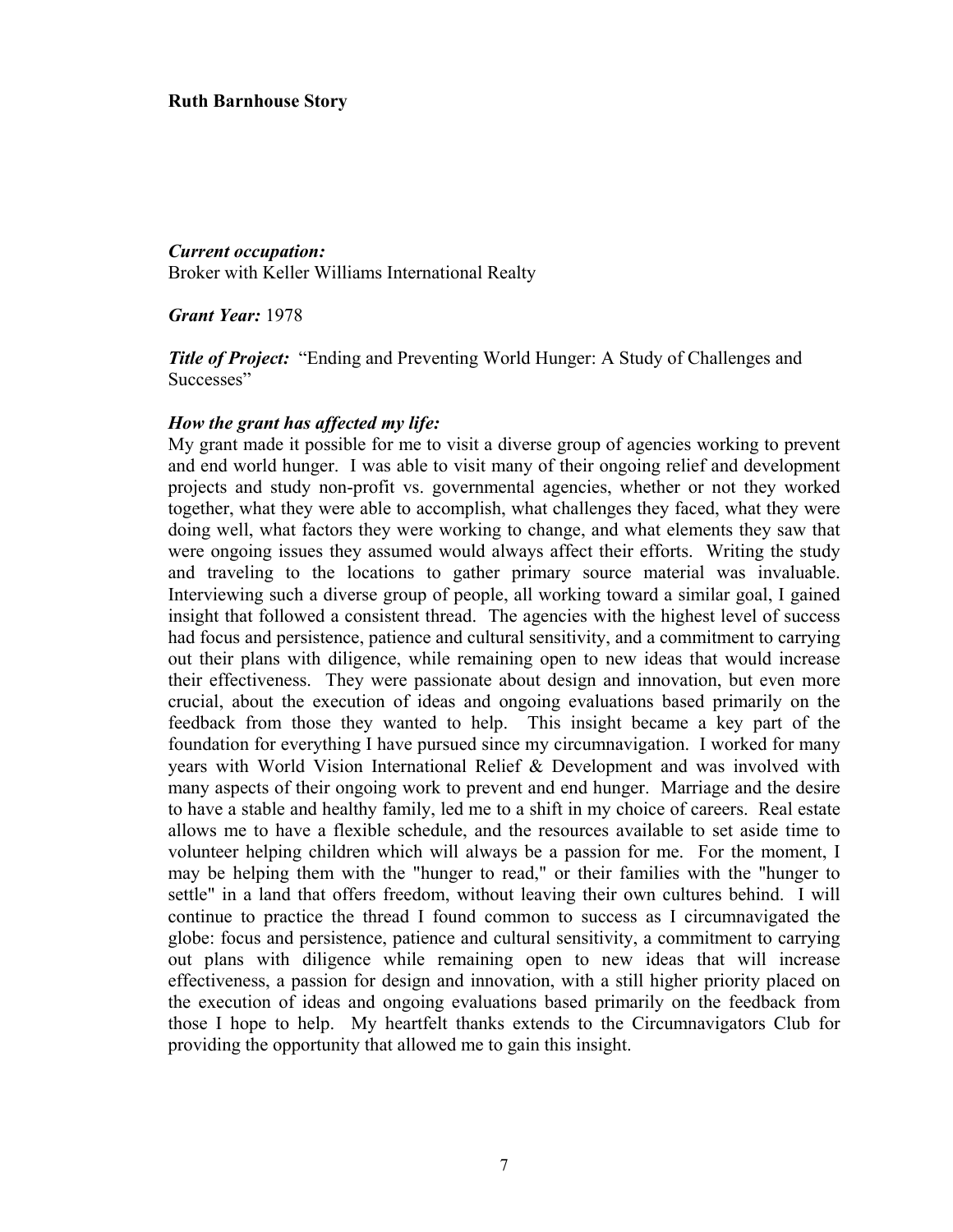**Ruth Barnhouse Story**

***Current occupation:***
Broker with Keller Williams International Realty

***Grant Year:*** 1978

***Title of Project:*** "Ending and Preventing World Hunger: A Study of Challenges and Successes"

***How the grant has affected my life:***
My grant made it possible for me to visit a diverse group of agencies working to prevent and end world hunger. I was able to visit many of their ongoing relief and development projects and study non-profit vs. governmental agencies, whether or not they worked together, what they were able to accomplish, what challenges they faced, what they were doing well, what factors they were working to change, and what elements they saw that were ongoing issues they assumed would always affect their efforts. Writing the study and traveling to the locations to gather primary source material was invaluable. Interviewing such a diverse group of people, all working toward a similar goal, I gained insight that followed a consistent thread. The agencies with the highest level of success had focus and persistence, patience and cultural sensitivity, and a commitment to carrying out their plans with diligence, while remaining open to new ideas that would increase their effectiveness. They were passionate about design and innovation, but even more crucial, about the execution of ideas and ongoing evaluations based primarily on the feedback from those they wanted to help. This insight became a key part of the foundation for everything I have pursued since my circumnavigation. I worked for many years with World Vision International Relief & Development and was involved with many aspects of their ongoing work to prevent and end hunger. Marriage and the desire to have a stable and healthy family, led me to a shift in my choice of careers. Real estate allows me to have a flexible schedule, and the resources available to set aside time to volunteer helping children which will always be a passion for me. For the moment, I may be helping them with the "hunger to read," or their families with the "hunger to settle" in a land that offers freedom, without leaving their own cultures behind. I will continue to practice the thread I found common to success as I circumnavigated the globe: focus and persistence, patience and cultural sensitivity, a commitment to carrying out plans with diligence while remaining open to new ideas that will increase effectiveness, a passion for design and innovation, with a still higher priority placed on the execution of ideas and ongoing evaluations based primarily on the feedback from those I hope to help. My heartfelt thanks extends to the Circumnavigators Club for providing the opportunity that allowed me to gain this insight.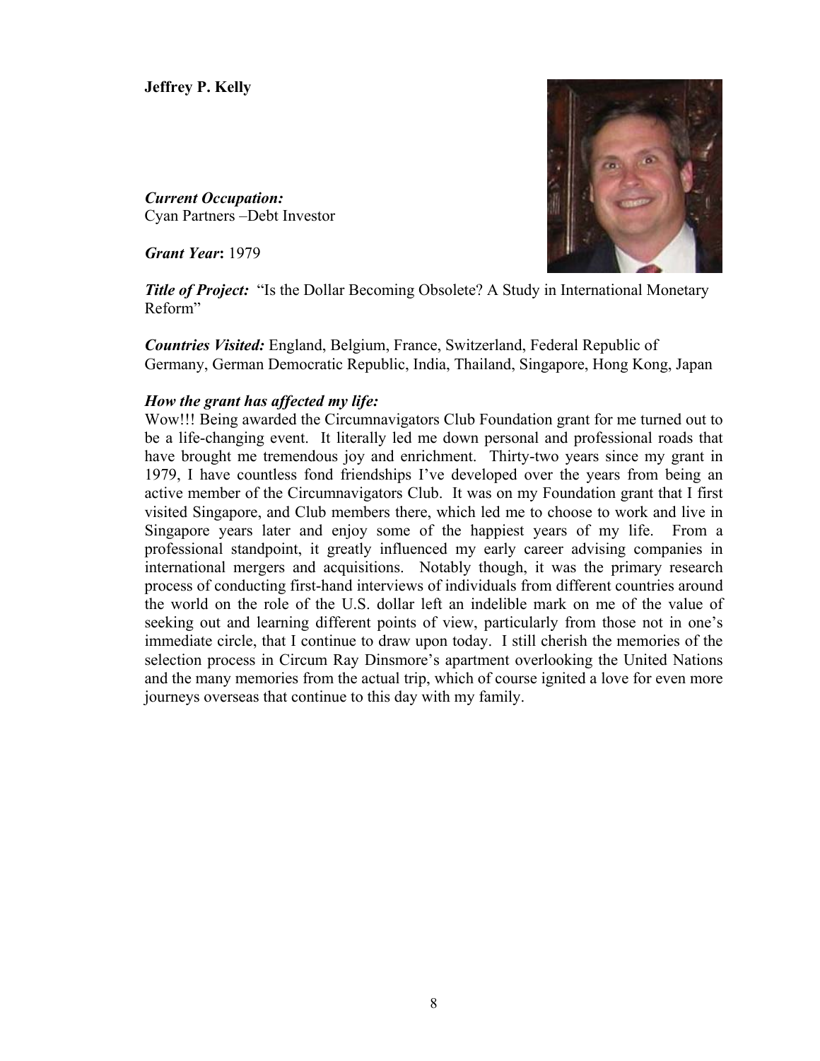**Jeffrey P. Kelly**

***Current Occupation:***
Cyan Partners –Debt Investor

***Grant Year*:** 1979

***Title of Project:*** "Is the Dollar Becoming Obsolete? A Study in International Monetary Reform"

***Countries Visited:*** England, Belgium, France, Switzerland, Federal Republic of Germany, German Democratic Republic, India, Thailand, Singapore, Hong Kong, Japan

***How the grant has affected my life:***

Wow!!! Being awarded the Circumnavigators Club Foundation grant for me turned out to be a life-changing event. It literally led me down personal and professional roads that have brought me tremendous joy and enrichment. Thirty-two years since my grant in 1979, I have countless fond friendships I've developed over the years from being an active member of the Circumnavigators Club. It was on my Foundation grant that I first visited Singapore, and Club members there, which led me to choose to work and live in Singapore years later and enjoy some of the happiest years of my life. From a professional standpoint, it greatly influenced my early career advising companies in international mergers and acquisitions. Notably though, it was the primary research process of conducting first-hand interviews of individuals from different countries around the world on the role of the U.S. dollar left an indelible mark on me of the value of seeking out and learning different points of view, particularly from those not in one's immediate circle, that I continue to draw upon today. I still cherish the memories of the selection process in Circum Ray Dinsmore's apartment overlooking the United Nations and the many memories from the actual trip, which of course ignited a love for even more journeys overseas that continue to this day with my family.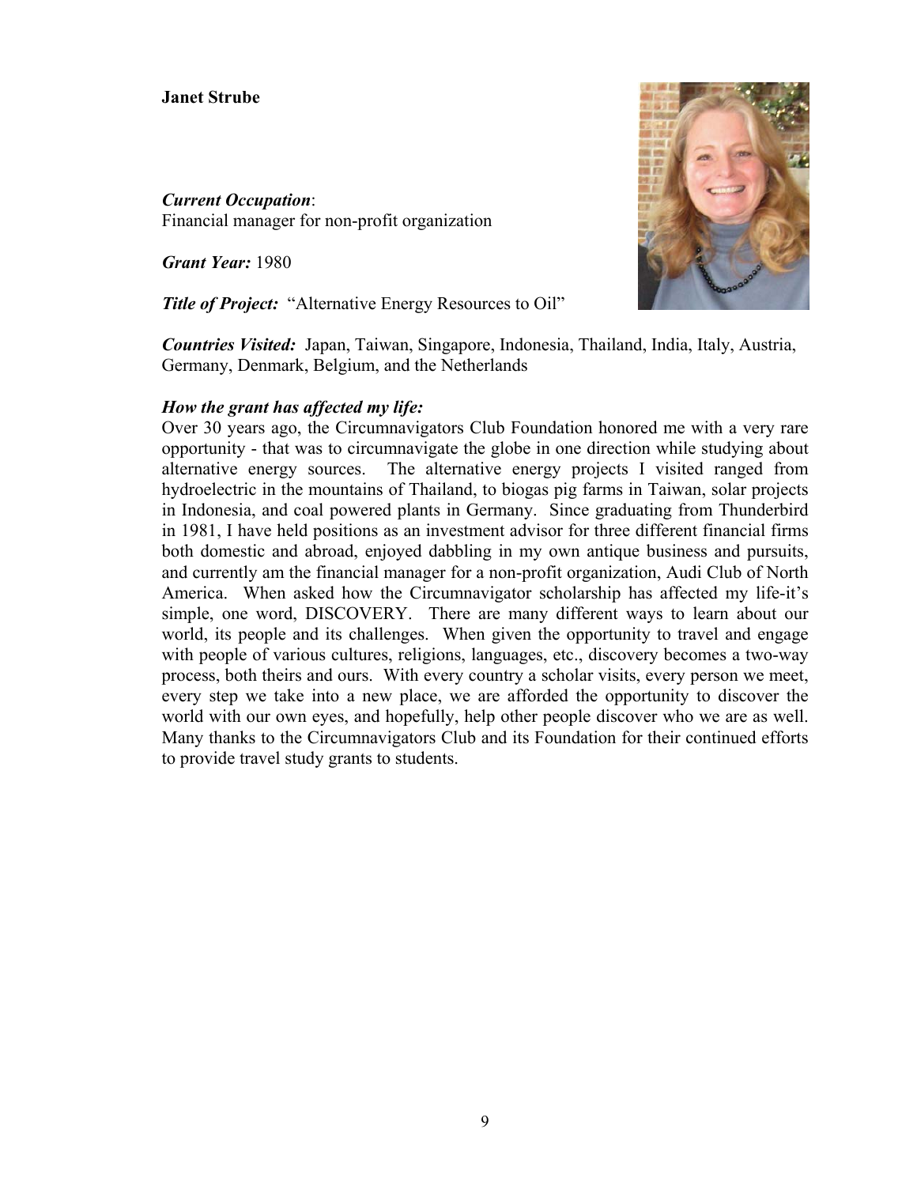**Janet Strube**

***Current Occupation***:
Financial manager for non-profit organization

***Grant Year:*** 1980

***Title of Project:*** "Alternative Energy Resources to Oil"

***Countries Visited:*** Japan, Taiwan, Singapore, Indonesia, Thailand, India, Italy, Austria, Germany, Denmark, Belgium, and the Netherlands

***How the grant has affected my life:***
Over 30 years ago, the Circumnavigators Club Foundation honored me with a very rare opportunity - that was to circumnavigate the globe in one direction while studying about alternative energy sources. The alternative energy projects I visited ranged from hydroelectric in the mountains of Thailand, to biogas pig farms in Taiwan, solar projects in Indonesia, and coal powered plants in Germany. Since graduating from Thunderbird in 1981, I have held positions as an investment advisor for three different financial firms both domestic and abroad, enjoyed dabbling in my own antique business and pursuits, and currently am the financial manager for a non-profit organization, Audi Club of North America. When asked how the Circumnavigator scholarship has affected my life-it's simple, one word, DISCOVERY. There are many different ways to learn about our world, its people and its challenges. When given the opportunity to travel and engage with people of various cultures, religions, languages, etc., discovery becomes a two-way process, both theirs and ours. With every country a scholar visits, every person we meet, every step we take into a new place, we are afforded the opportunity to discover the world with our own eyes, and hopefully, help other people discover who we are as well. Many thanks to the Circumnavigators Club and its Foundation for their continued efforts to provide travel study grants to students.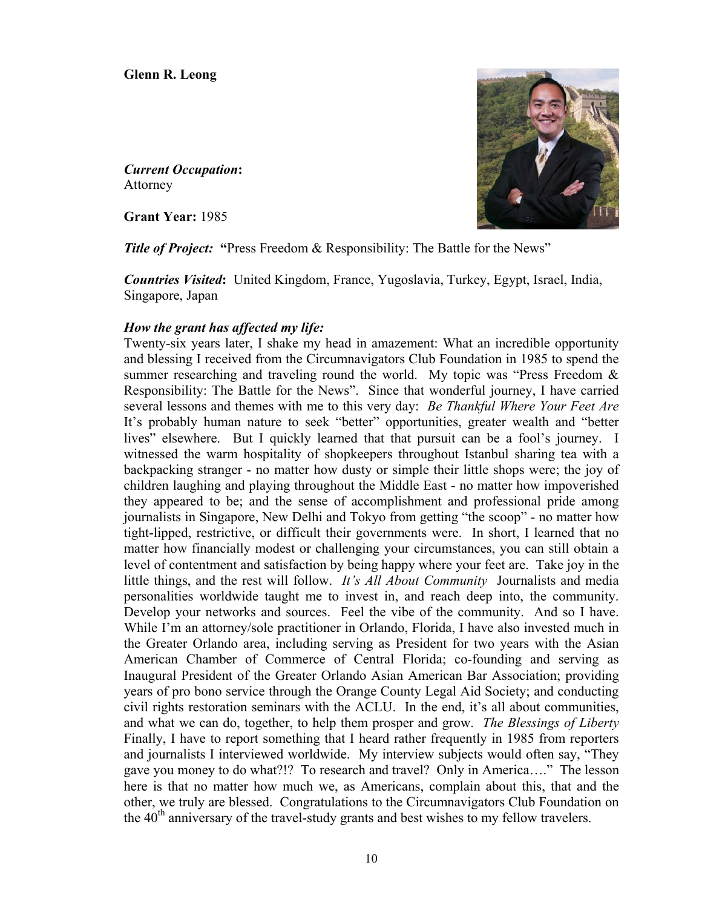**Glenn R. Leong**

***Current Occupation*:**
Attorney

**Grant Year:** 1985

***Title of Project:*** **"**Press Freedom & Responsibility: The Battle for the News"

***Countries Visited*:** United Kingdom, France, Yugoslavia, Turkey, Egypt, Israel, India, Singapore, Japan

***How the grant has affected my life:***
Twenty-six years later, I shake my head in amazement: What an incredible opportunity and blessing I received from the Circumnavigators Club Foundation in 1985 to spend the summer researching and traveling round the world. My topic was "Press Freedom & Responsibility: The Battle for the News". Since that wonderful journey, I have carried several lessons and themes with me to this very day: *Be Thankful Where Your Feet Are* It's probably human nature to seek "better" opportunities, greater wealth and "better lives" elsewhere. But I quickly learned that that pursuit can be a fool's journey. I witnessed the warm hospitality of shopkeepers throughout Istanbul sharing tea with a backpacking stranger - no matter how dusty or simple their little shops were; the joy of children laughing and playing throughout the Middle East - no matter how impoverished they appeared to be; and the sense of accomplishment and professional pride among journalists in Singapore, New Delhi and Tokyo from getting "the scoop" - no matter how tight-lipped, restrictive, or difficult their governments were. In short, I learned that no matter how financially modest or challenging your circumstances, you can still obtain a level of contentment and satisfaction by being happy where your feet are. Take joy in the little things, and the rest will follow. *It's All About Community* Journalists and media personalities worldwide taught me to invest in, and reach deep into, the community. Develop your networks and sources. Feel the vibe of the community. And so I have. While I'm an attorney/sole practitioner in Orlando, Florida, I have also invested much in the Greater Orlando area, including serving as President for two years with the Asian American Chamber of Commerce of Central Florida; co-founding and serving as Inaugural President of the Greater Orlando Asian American Bar Association; providing years of pro bono service through the Orange County Legal Aid Society; and conducting civil rights restoration seminars with the ACLU. In the end, it's all about communities, and what we can do, together, to help them prosper and grow. *The Blessings of Liberty* Finally, I have to report something that I heard rather frequently in 1985 from reporters and journalists I interviewed worldwide. My interview subjects would often say, "They gave you money to do what?!? To research and travel? Only in America…." The lesson here is that no matter how much we, as Americans, complain about this, that and the other, we truly are blessed. Congratulations to the Circumnavigators Club Foundation on the 40th anniversary of the travel-study grants and best wishes to my fellow travelers.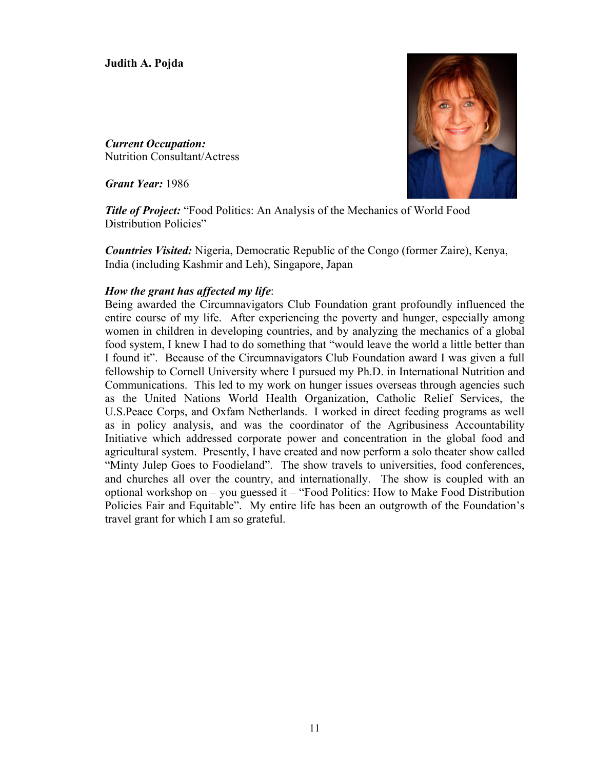**Judith A. Pojda**

***Current Occupation:***
Nutrition Consultant/Actress

***Grant Year:*** 1986

***Title of Project:*** "Food Politics: An Analysis of the Mechanics of World Food Distribution Policies"

***Countries Visited:*** Nigeria, Democratic Republic of the Congo (former Zaire), Kenya, India (including Kashmir and Leh), Singapore, Japan

***How the grant has affected my life***:
Being awarded the Circumnavigators Club Foundation grant profoundly influenced the entire course of my life. After experiencing the poverty and hunger, especially among women in children in developing countries, and by analyzing the mechanics of a global food system, I knew I had to do something that "would leave the world a little better than I found it". Because of the Circumnavigators Club Foundation award I was given a full fellowship to Cornell University where I pursued my Ph.D. in International Nutrition and Communications. This led to my work on hunger issues overseas through agencies such as the United Nations World Health Organization, Catholic Relief Services, the U.S.Peace Corps, and Oxfam Netherlands. I worked in direct feeding programs as well as in policy analysis, and was the coordinator of the Agribusiness Accountability Initiative which addressed corporate power and concentration in the global food and agricultural system. Presently, I have created and now perform a solo theater show called "Minty Julep Goes to Foodieland". The show travels to universities, food conferences, and churches all over the country, and internationally. The show is coupled with an optional workshop on – you guessed it – "Food Politics: How to Make Food Distribution Policies Fair and Equitable". My entire life has been an outgrowth of the Foundation's travel grant for which I am so grateful.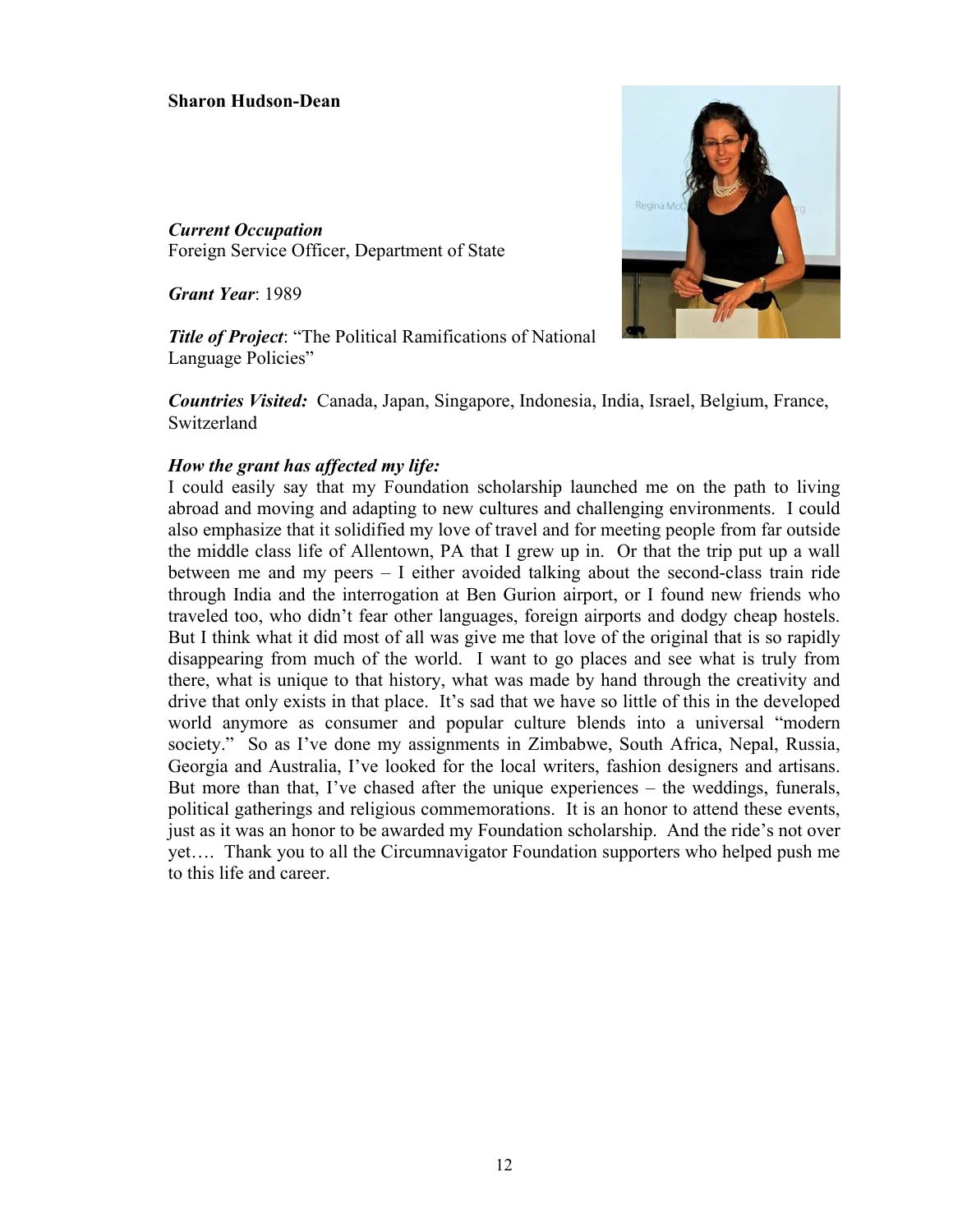**Sharon Hudson-Dean**

***Current Occupation***
Foreign Service Officer, Department of State

***Grant Year***: 1989

***Title of Project***: "The Political Ramifications of National Language Policies"

***Countries Visited:*** Canada, Japan, Singapore, Indonesia, India, Israel, Belgium, France, Switzerland

***How the grant has affected my life:***
I could easily say that my Foundation scholarship launched me on the path to living abroad and moving and adapting to new cultures and challenging environments. I could also emphasize that it solidified my love of travel and for meeting people from far outside the middle class life of Allentown, PA that I grew up in. Or that the trip put up a wall between me and my peers – I either avoided talking about the second-class train ride through India and the interrogation at Ben Gurion airport, or I found new friends who traveled too, who didn't fear other languages, foreign airports and dodgy cheap hostels. But I think what it did most of all was give me that love of the original that is so rapidly disappearing from much of the world. I want to go places and see what is truly from there, what is unique to that history, what was made by hand through the creativity and drive that only exists in that place. It's sad that we have so little of this in the developed world anymore as consumer and popular culture blends into a universal "modern society." So as I've done my assignments in Zimbabwe, South Africa, Nepal, Russia, Georgia and Australia, I've looked for the local writers, fashion designers and artisans. But more than that, I've chased after the unique experiences – the weddings, funerals, political gatherings and religious commemorations. It is an honor to attend these events, just as it was an honor to be awarded my Foundation scholarship. And the ride's not over yet…. Thank you to all the Circumnavigator Foundation supporters who helped push me to this life and career.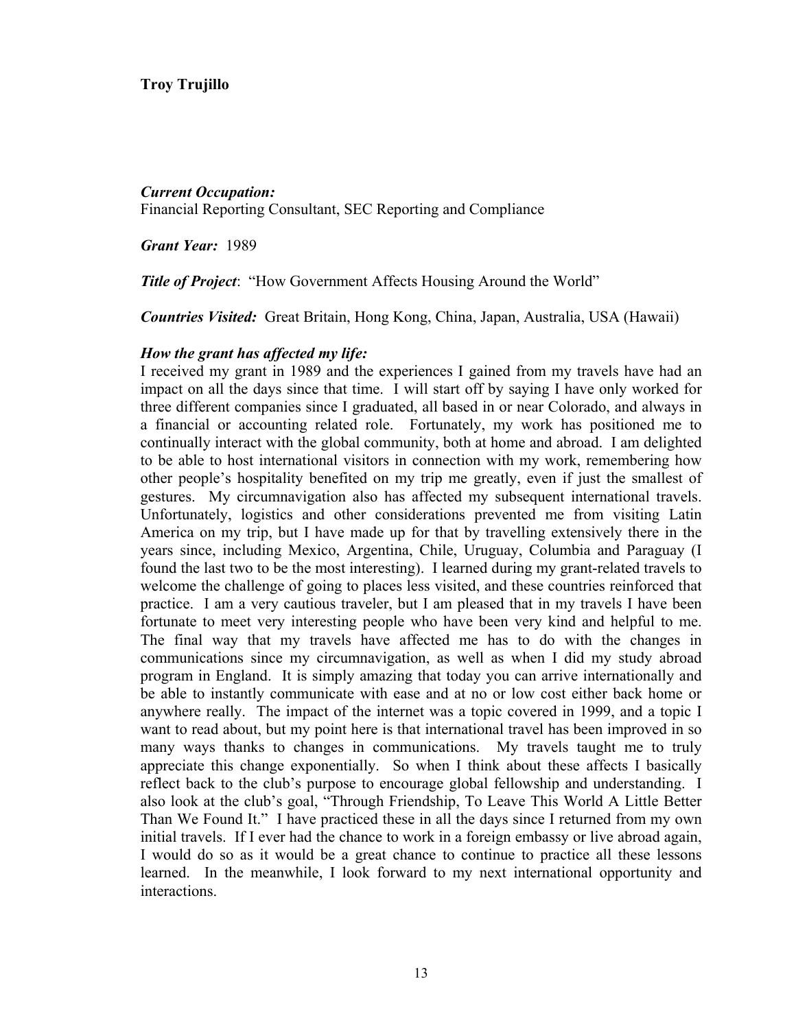**Troy Trujillo**

***Current Occupation:***
Financial Reporting Consultant, SEC Reporting and Compliance

***Grant Year:*** 1989

***Title of Project***: "How Government Affects Housing Around the World"

***Countries Visited:*** Great Britain, Hong Kong, China, Japan, Australia, USA (Hawaii)

***How the grant has affected my life:***
I received my grant in 1989 and the experiences I gained from my travels have had an impact on all the days since that time. I will start off by saying I have only worked for three different companies since I graduated, all based in or near Colorado, and always in a financial or accounting related role. Fortunately, my work has positioned me to continually interact with the global community, both at home and abroad. I am delighted to be able to host international visitors in connection with my work, remembering how other people's hospitality benefited on my trip me greatly, even if just the smallest of gestures. My circumnavigation also has affected my subsequent international travels. Unfortunately, logistics and other considerations prevented me from visiting Latin America on my trip, but I have made up for that by travelling extensively there in the years since, including Mexico, Argentina, Chile, Uruguay, Columbia and Paraguay (I found the last two to be the most interesting). I learned during my grant-related travels to welcome the challenge of going to places less visited, and these countries reinforced that practice. I am a very cautious traveler, but I am pleased that in my travels I have been fortunate to meet very interesting people who have been very kind and helpful to me. The final way that my travels have affected me has to do with the changes in communications since my circumnavigation, as well as when I did my study abroad program in England. It is simply amazing that today you can arrive internationally and be able to instantly communicate with ease and at no or low cost either back home or anywhere really. The impact of the internet was a topic covered in 1999, and a topic I want to read about, but my point here is that international travel has been improved in so many ways thanks to changes in communications. My travels taught me to truly appreciate this change exponentially. So when I think about these affects I basically reflect back to the club's purpose to encourage global fellowship and understanding. I also look at the club's goal, "Through Friendship, To Leave This World A Little Better Than We Found It." I have practiced these in all the days since I returned from my own initial travels. If I ever had the chance to work in a foreign embassy or live abroad again, I would do so as it would be a great chance to continue to practice all these lessons learned. In the meanwhile, I look forward to my next international opportunity and interactions.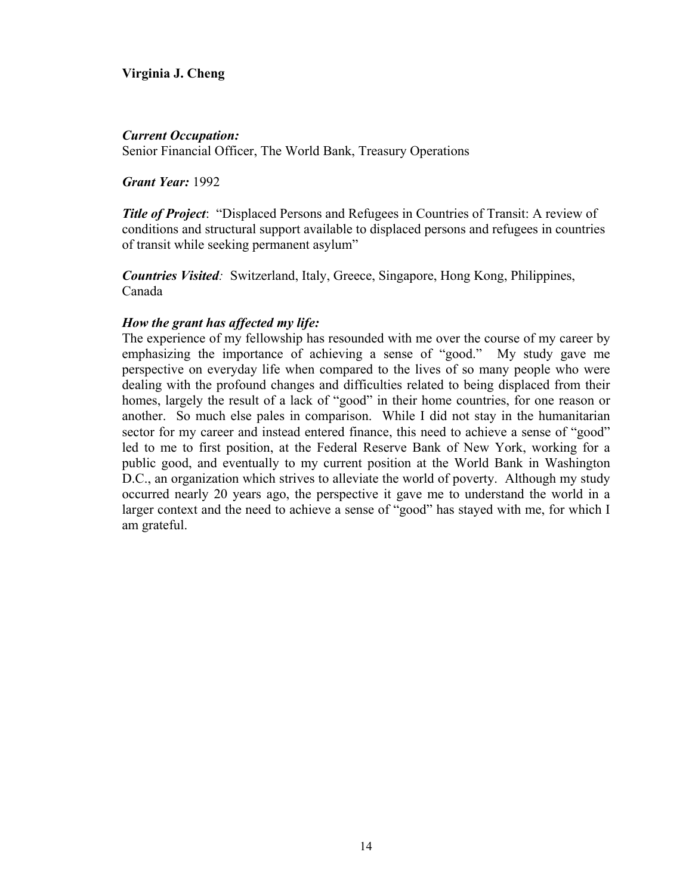**Virginia J. Cheng**

***Current Occupation:***
Senior Financial Officer, The World Bank, Treasury Operations

***Grant Year:*** 1992

***Title of Project***: "Displaced Persons and Refugees in Countries of Transit: A review of conditions and structural support available to displaced persons and refugees in countries of transit while seeking permanent asylum"

***Countries Visited**:* Switzerland, Italy, Greece, Singapore, Hong Kong, Philippines, Canada

***How the grant has affected my life:***
The experience of my fellowship has resounded with me over the course of my career by emphasizing the importance of achieving a sense of "good." My study gave me perspective on everyday life when compared to the lives of so many people who were dealing with the profound changes and difficulties related to being displaced from their homes, largely the result of a lack of "good" in their home countries, for one reason or another. So much else pales in comparison. While I did not stay in the humanitarian sector for my career and instead entered finance, this need to achieve a sense of "good" led to me to first position, at the Federal Reserve Bank of New York, working for a public good, and eventually to my current position at the World Bank in Washington D.C., an organization which strives to alleviate the world of poverty. Although my study occurred nearly 20 years ago, the perspective it gave me to understand the world in a larger context and the need to achieve a sense of "good" has stayed with me, for which I am grateful.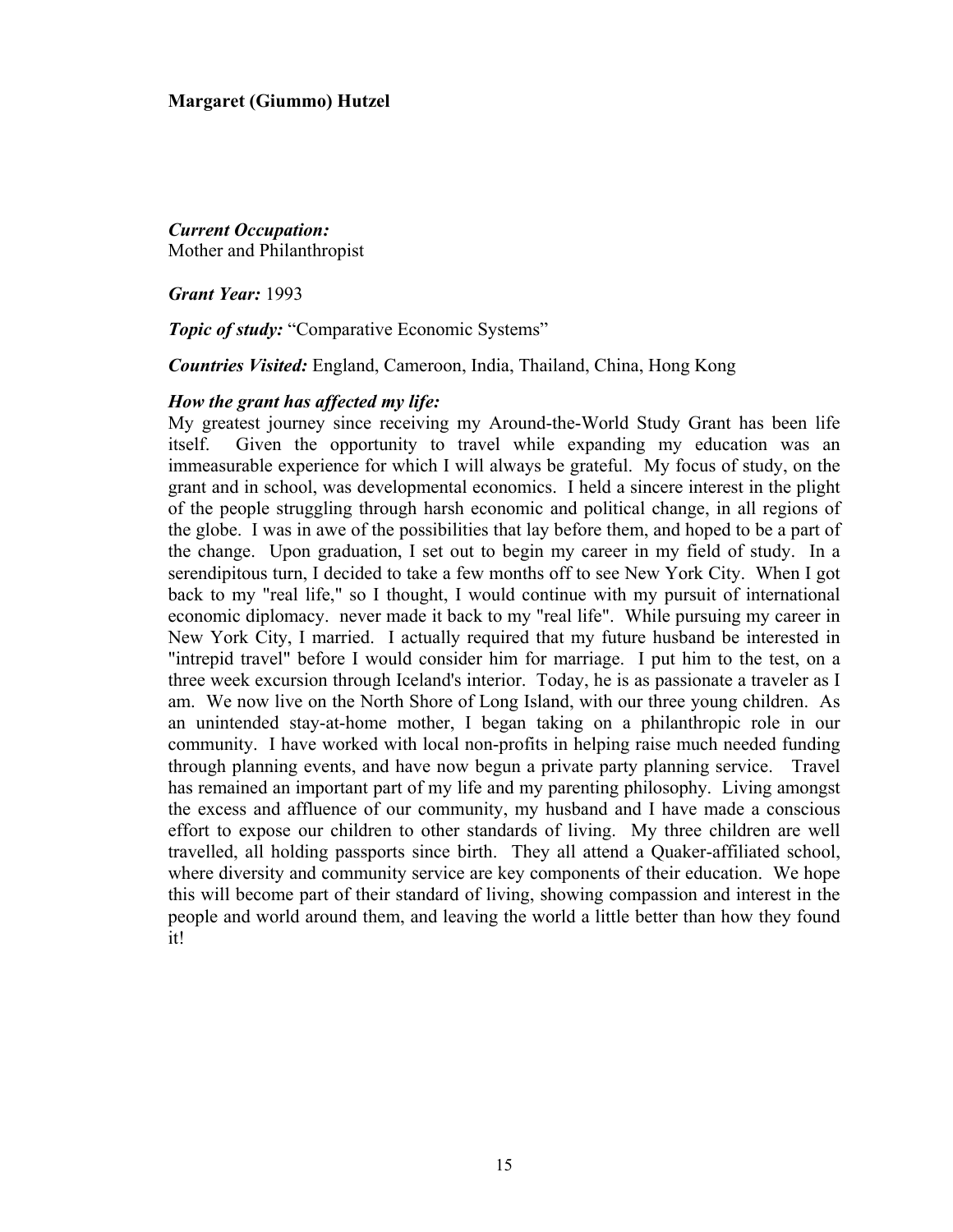**Margaret (Giummo) Hutzel**

***Current Occupation:***
Mother and Philanthropist

***Grant Year:*** 1993

***Topic of study:*** "Comparative Economic Systems"

***Countries Visited:*** England, Cameroon, India, Thailand, China, Hong Kong

***How the grant has affected my life:***
My greatest journey since receiving my Around-the-World Study Grant has been life itself. Given the opportunity to travel while expanding my education was an immeasurable experience for which I will always be grateful. My focus of study, on the grant and in school, was developmental economics. I held a sincere interest in the plight of the people struggling through harsh economic and political change, in all regions of the globe. I was in awe of the possibilities that lay before them, and hoped to be a part of the change. Upon graduation, I set out to begin my career in my field of study. In a serendipitous turn, I decided to take a few months off to see New York City. When I got back to my "real life," so I thought, I would continue with my pursuit of international economic diplomacy. never made it back to my "real life". While pursuing my career in New York City, I married. I actually required that my future husband be interested in "intrepid travel" before I would consider him for marriage. I put him to the test, on a three week excursion through Iceland's interior. Today, he is as passionate a traveler as I am. We now live on the North Shore of Long Island, with our three young children. As an unintended stay-at-home mother, I began taking on a philanthropic role in our community. I have worked with local non-profits in helping raise much needed funding through planning events, and have now begun a private party planning service. Travel has remained an important part of my life and my parenting philosophy. Living amongst the excess and affluence of our community, my husband and I have made a conscious effort to expose our children to other standards of living. My three children are well travelled, all holding passports since birth. They all attend a Quaker-affiliated school, where diversity and community service are key components of their education. We hope this will become part of their standard of living, showing compassion and interest in the people and world around them, and leaving the world a little better than how they found it!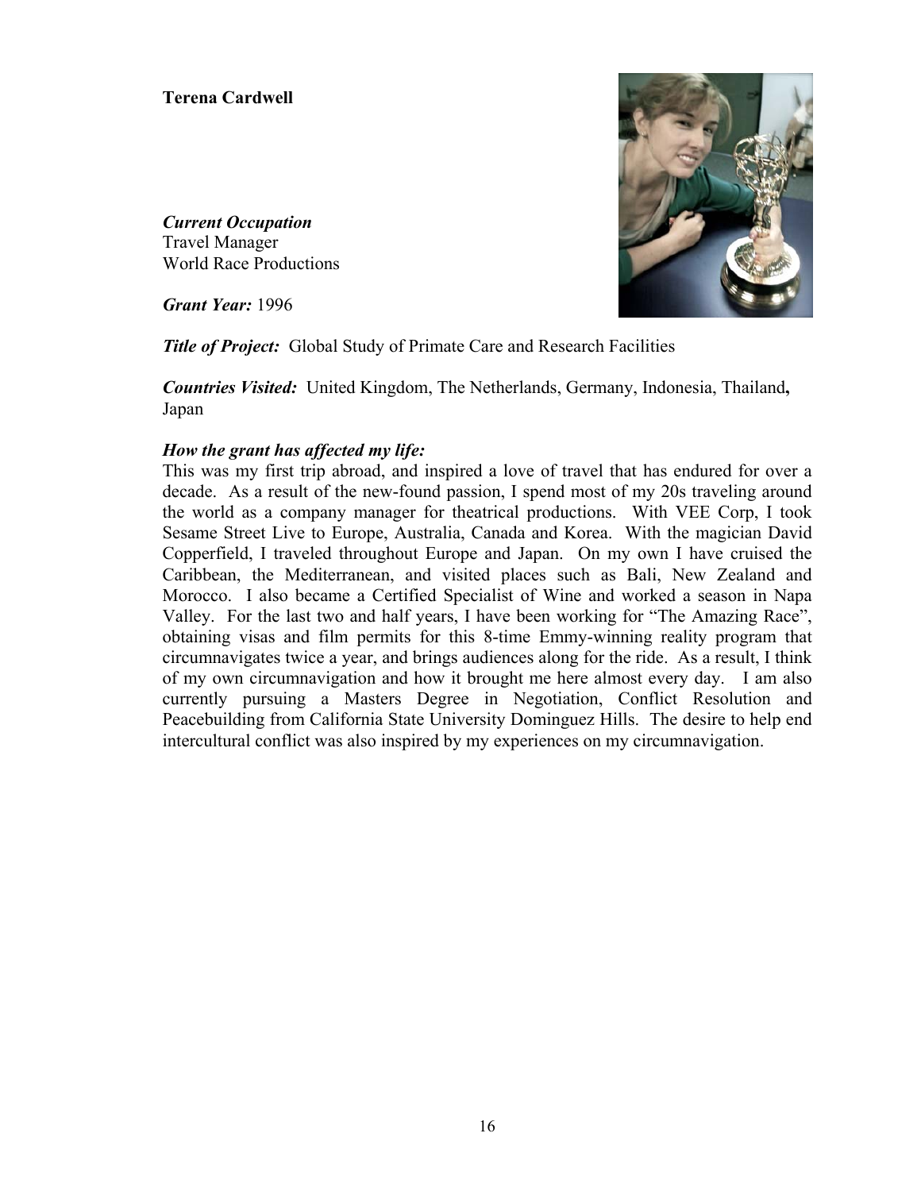**Terena Cardwell**

***Current Occupation***
Travel Manager
World Race Productions

***Grant Year:*** 1996

***Title of Project:*** Global Study of Primate Care and Research Facilities

***Countries Visited:*** United Kingdom, The Netherlands, Germany, Indonesia, Thailand**,** Japan

***How the grant has affected my life:***
This was my first trip abroad, and inspired a love of travel that has endured for over a decade. As a result of the new-found passion, I spend most of my 20s traveling around the world as a company manager for theatrical productions. With VEE Corp, I took Sesame Street Live to Europe, Australia, Canada and Korea. With the magician David Copperfield, I traveled throughout Europe and Japan. On my own I have cruised the Caribbean, the Mediterranean, and visited places such as Bali, New Zealand and Morocco. I also became a Certified Specialist of Wine and worked a season in Napa Valley. For the last two and half years, I have been working for "The Amazing Race", obtaining visas and film permits for this 8-time Emmy-winning reality program that circumnavigates twice a year, and brings audiences along for the ride. As a result, I think of my own circumnavigation and how it brought me here almost every day. I am also currently pursuing a Masters Degree in Negotiation, Conflict Resolution and Peacebuilding from California State University Dominguez Hills. The desire to help end intercultural conflict was also inspired by my experiences on my circumnavigation.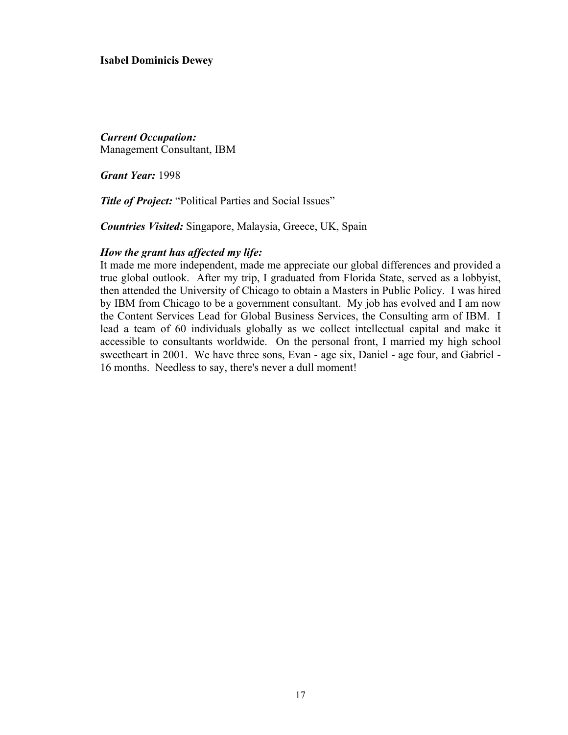**Isabel Dominicis Dewey**

***Current Occupation:***
Management Consultant, IBM

***Grant Year:*** 1998

***Title of Project:*** "Political Parties and Social Issues"

***Countries Visited:*** Singapore, Malaysia, Greece, UK, Spain

***How the grant has affected my life:***
It made me more independent, made me appreciate our global differences and provided a true global outlook. After my trip, I graduated from Florida State, served as a lobbyist, then attended the University of Chicago to obtain a Masters in Public Policy. I was hired by IBM from Chicago to be a government consultant. My job has evolved and I am now the Content Services Lead for Global Business Services, the Consulting arm of IBM. I lead a team of 60 individuals globally as we collect intellectual capital and make it accessible to consultants worldwide. On the personal front, I married my high school sweetheart in 2001. We have three sons, Evan - age six, Daniel - age four, and Gabriel - 16 months. Needless to say, there's never a dull moment!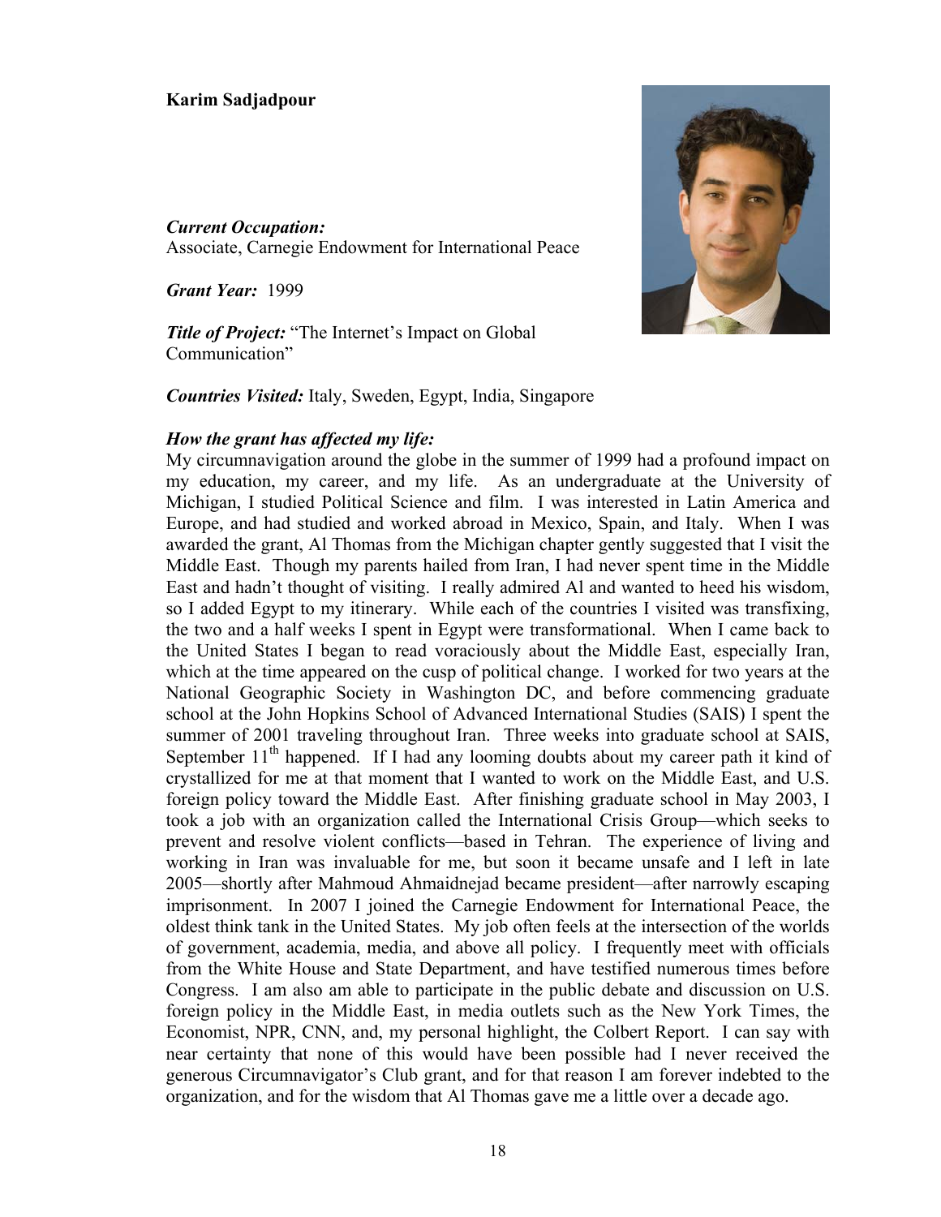**Karim Sadjadpour**

***Current Occupation:***
Associate, Carnegie Endowment for International Peace

***Grant Year:*** 1999

***Title of Project:*** "The Internet's Impact on Global Communication"

***Countries Visited:*** Italy, Sweden, Egypt, India, Singapore

***How the grant has affected my life:***
My circumnavigation around the globe in the summer of 1999 had a profound impact on my education, my career, and my life. As an undergraduate at the University of Michigan, I studied Political Science and film. I was interested in Latin America and Europe, and had studied and worked abroad in Mexico, Spain, and Italy. When I was awarded the grant, Al Thomas from the Michigan chapter gently suggested that I visit the Middle East. Though my parents hailed from Iran, I had never spent time in the Middle East and hadn't thought of visiting. I really admired Al and wanted to heed his wisdom, so I added Egypt to my itinerary. While each of the countries I visited was transfixing, the two and a half weeks I spent in Egypt were transformational. When I came back to the United States I began to read voraciously about the Middle East, especially Iran, which at the time appeared on the cusp of political change. I worked for two years at the National Geographic Society in Washington DC, and before commencing graduate school at the John Hopkins School of Advanced International Studies (SAIS) I spent the summer of 2001 traveling throughout Iran. Three weeks into graduate school at SAIS, September 11th happened. If I had any looming doubts about my career path it kind of crystallized for me at that moment that I wanted to work on the Middle East, and U.S. foreign policy toward the Middle East. After finishing graduate school in May 2003, I took a job with an organization called the International Crisis Group—which seeks to prevent and resolve violent conflicts—based in Tehran. The experience of living and working in Iran was invaluable for me, but soon it became unsafe and I left in late 2005—shortly after Mahmoud Ahmaidnejad became president—after narrowly escaping imprisonment. In 2007 I joined the Carnegie Endowment for International Peace, the oldest think tank in the United States. My job often feels at the intersection of the worlds of government, academia, media, and above all policy. I frequently meet with officials from the White House and State Department, and have testified numerous times before Congress. I am also am able to participate in the public debate and discussion on U.S. foreign policy in the Middle East, in media outlets such as the New York Times, the Economist, NPR, CNN, and, my personal highlight, the Colbert Report. I can say with near certainty that none of this would have been possible had I never received the generous Circumnavigator's Club grant, and for that reason I am forever indebted to the organization, and for the wisdom that Al Thomas gave me a little over a decade ago.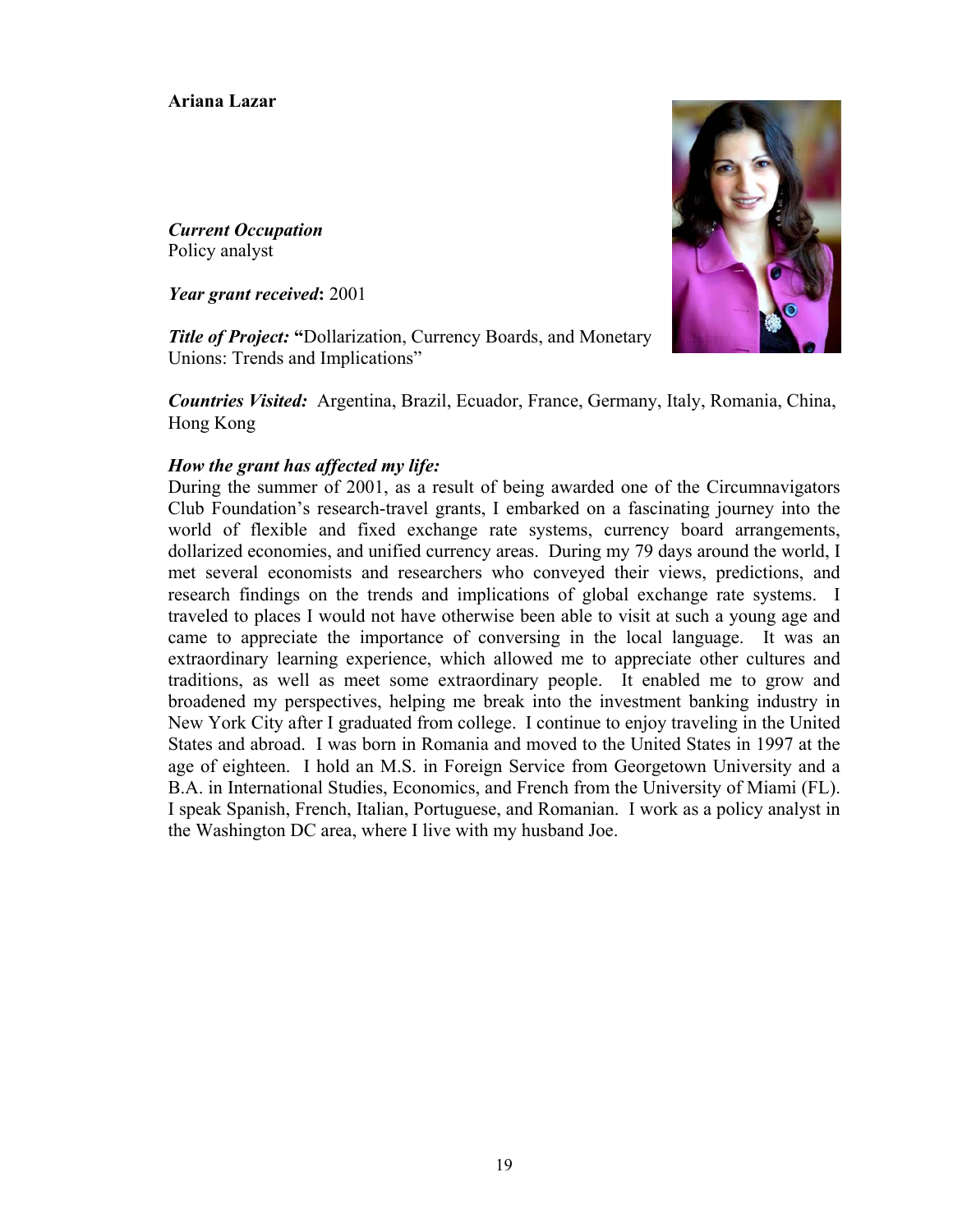**Ariana Lazar**

***Current Occupation***
Policy analyst

***Year grant received*****:** 2001

***Title of Project:*** **"**Dollarization, Currency Boards, and Monetary Unions: Trends and Implications"

***Countries Visited:*** Argentina, Brazil, Ecuador, France, Germany, Italy, Romania, China, Hong Kong

***How the grant has affected my life:***
During the summer of 2001, as a result of being awarded one of the Circumnavigators Club Foundation's research-travel grants, I embarked on a fascinating journey into the world of flexible and fixed exchange rate systems, currency board arrangements, dollarized economies, and unified currency areas. During my 79 days around the world, I met several economists and researchers who conveyed their views, predictions, and research findings on the trends and implications of global exchange rate systems. I traveled to places I would not have otherwise been able to visit at such a young age and came to appreciate the importance of conversing in the local language. It was an extraordinary learning experience, which allowed me to appreciate other cultures and traditions, as well as meet some extraordinary people. It enabled me to grow and broadened my perspectives, helping me break into the investment banking industry in New York City after I graduated from college. I continue to enjoy traveling in the United States and abroad. I was born in Romania and moved to the United States in 1997 at the age of eighteen. I hold an M.S. in Foreign Service from Georgetown University and a B.A. in International Studies, Economics, and French from the University of Miami (FL). I speak Spanish, French, Italian, Portuguese, and Romanian. I work as a policy analyst in the Washington DC area, where I live with my husband Joe.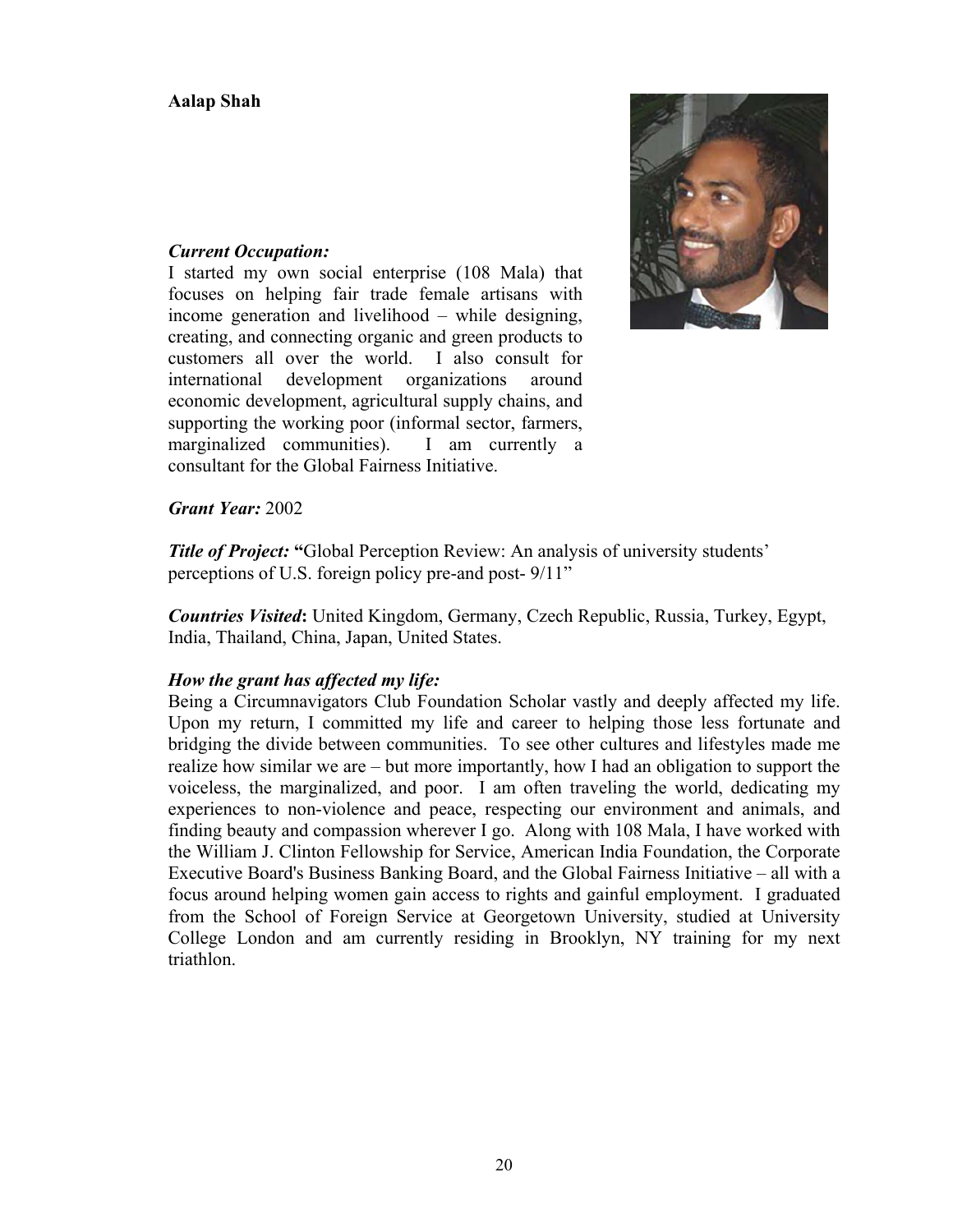**Aalap Shah**

***Current Occupation:***
I started my own social enterprise (108 Mala) that focuses on helping fair trade female artisans with income generation and livelihood – while designing, creating, and connecting organic and green products to customers all over the world. I also consult for international development organizations around economic development, agricultural supply chains, and supporting the working poor (informal sector, farmers, marginalized communities). I am currently a consultant for the Global Fairness Initiative.

***Grant Year:*** 2002

***Title of Project:*** **"**Global Perception Review: An analysis of university students' perceptions of U.S. foreign policy pre-and post- 9/11"

***Countries Visited*****:** United Kingdom, Germany, Czech Republic, Russia, Turkey, Egypt, India, Thailand, China, Japan, United States.

***How the grant has affected my life:***
Being a Circumnavigators Club Foundation Scholar vastly and deeply affected my life. Upon my return, I committed my life and career to helping those less fortunate and bridging the divide between communities. To see other cultures and lifestyles made me realize how similar we are – but more importantly, how I had an obligation to support the voiceless, the marginalized, and poor. I am often traveling the world, dedicating my experiences to non-violence and peace, respecting our environment and animals, and finding beauty and compassion wherever I go. Along with 108 Mala, I have worked with the William J. Clinton Fellowship for Service, American India Foundation, the Corporate Executive Board's Business Banking Board, and the Global Fairness Initiative – all with a focus around helping women gain access to rights and gainful employment. I graduated from the School of Foreign Service at Georgetown University, studied at University College London and am currently residing in Brooklyn, NY training for my next triathlon.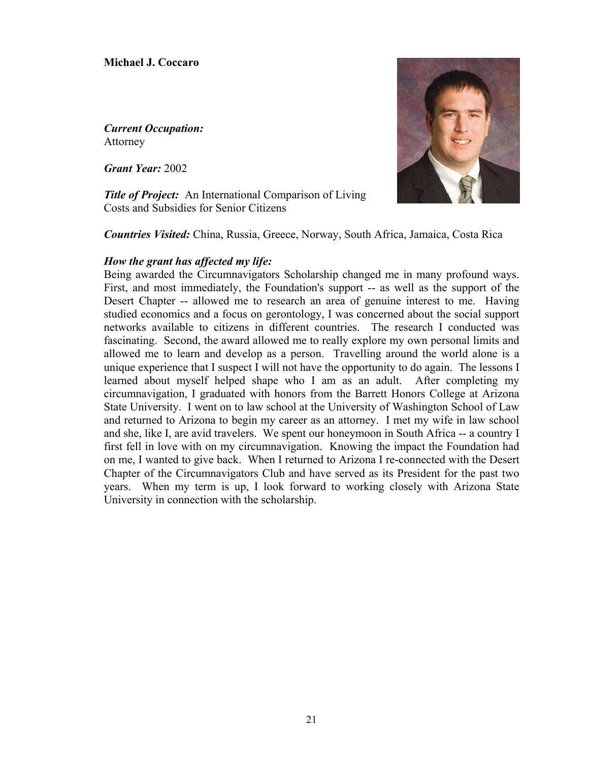**Michael J. Coccaro**

***Current Occupation:***
Attorney

***Grant Year:*** 2002

***Title of Project:*** An International Comparison of Living Costs and Subsidies for Senior Citizens

***Countries Visited:*** China, Russia, Greece, Norway, South Africa, Jamaica, Costa Rica

***How the grant has affected my life:***
Being awarded the Circumnavigators Scholarship changed me in many profound ways. First, and most immediately, the Foundation's support -- as well as the support of the Desert Chapter -- allowed me to research an area of genuine interest to me. Having studied economics and a focus on gerontology, I was concerned about the social support networks available to citizens in different countries. The research I conducted was fascinating. Second, the award allowed me to really explore my own personal limits and allowed me to learn and develop as a person. Travelling around the world alone is a unique experience that I suspect I will not have the opportunity to do again. The lessons I learned about myself helped shape who I am as an adult. After completing my circumnavigation, I graduated with honors from the Barrett Honors College at Arizona State University. I went on to law school at the University of Washington School of Law and returned to Arizona to begin my career as an attorney. I met my wife in law school and she, like I, are avid travelers. We spent our honeymoon in South Africa -- a country I first fell in love with on my circumnavigation. Knowing the impact the Foundation had on me, I wanted to give back. When I returned to Arizona I re-connected with the Desert Chapter of the Circumnavigators Club and have served as its President for the past two years. When my term is up, I look forward to working closely with Arizona State University in connection with the scholarship.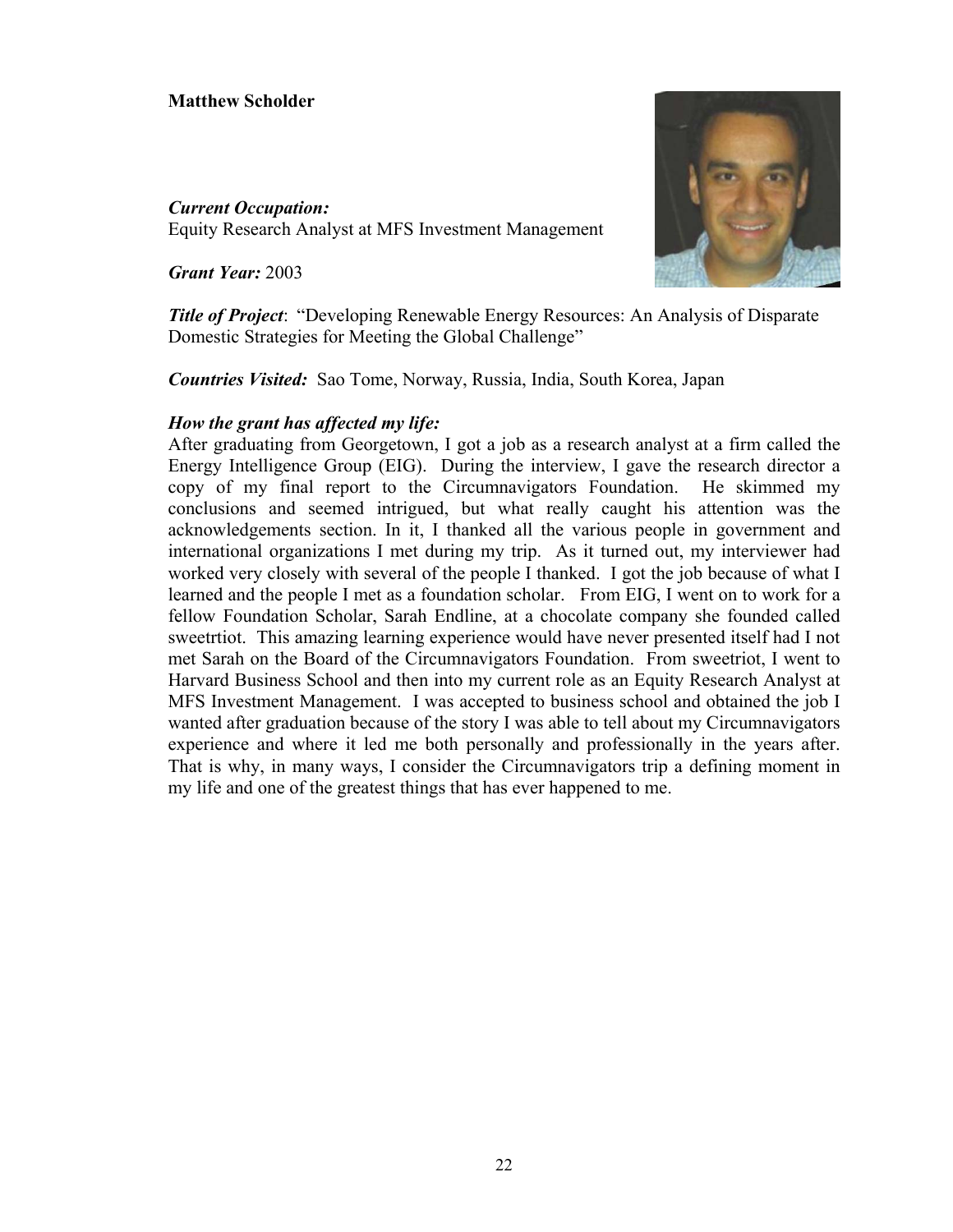**Matthew Scholder**

***Current Occupation:***
Equity Research Analyst at MFS Investment Management

***Grant Year:*** 2003

***Title of Project***: "Developing Renewable Energy Resources: An Analysis of Disparate Domestic Strategies for Meeting the Global Challenge"

***Countries Visited:*** Sao Tome, Norway, Russia, India, South Korea, Japan

***How the grant has affected my life:***
After graduating from Georgetown, I got a job as a research analyst at a firm called the Energy Intelligence Group (EIG). During the interview, I gave the research director a copy of my final report to the Circumnavigators Foundation. He skimmed my conclusions and seemed intrigued, but what really caught his attention was the acknowledgements section. In it, I thanked all the various people in government and international organizations I met during my trip. As it turned out, my interviewer had worked very closely with several of the people I thanked. I got the job because of what I learned and the people I met as a foundation scholar. From EIG, I went on to work for a fellow Foundation Scholar, Sarah Endline, at a chocolate company she founded called sweetrtiot. This amazing learning experience would have never presented itself had I not met Sarah on the Board of the Circumnavigators Foundation. From sweetriot, I went to Harvard Business School and then into my current role as an Equity Research Analyst at MFS Investment Management. I was accepted to business school and obtained the job I wanted after graduation because of the story I was able to tell about my Circumnavigators experience and where it led me both personally and professionally in the years after. That is why, in many ways, I consider the Circumnavigators trip a defining moment in my life and one of the greatest things that has ever happened to me.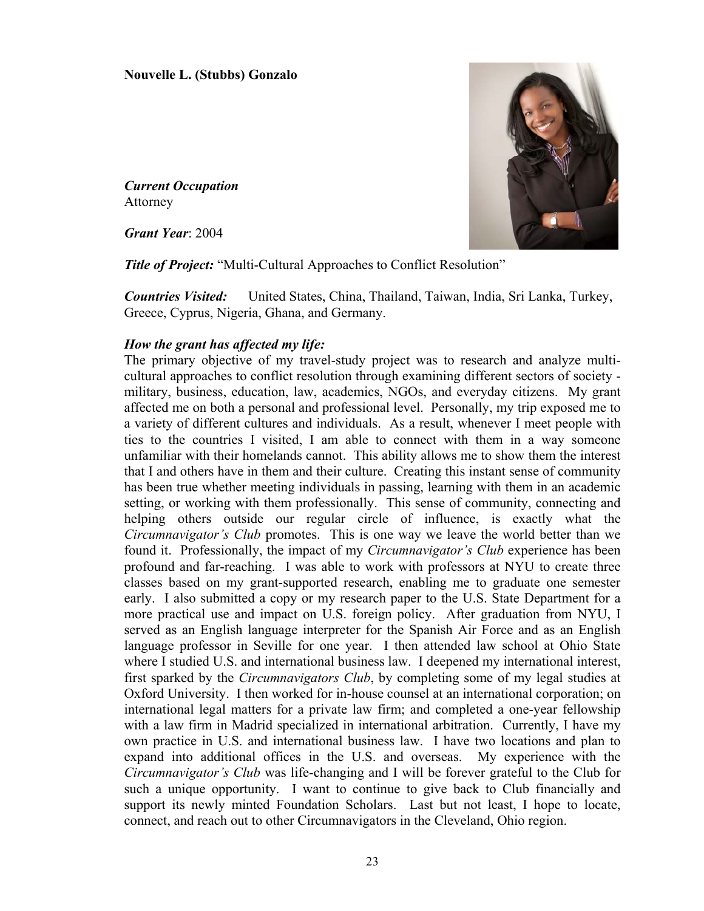**Nouvelle L. (Stubbs) Gonzalo**

***Current Occupation***
Attorney

***Grant Year***: 2004

***Title of Project:*** "Multi-Cultural Approaches to Conflict Resolution"

***Countries Visited:*** United States, China, Thailand, Taiwan, India, Sri Lanka, Turkey, Greece, Cyprus, Nigeria, Ghana, and Germany.

***How the grant has affected my life:***

The primary objective of my travel-study project was to research and analyze multi-cultural approaches to conflict resolution through examining different sectors of society - military, business, education, law, academics, NGOs, and everyday citizens. My grant affected me on both a personal and professional level. Personally, my trip exposed me to a variety of different cultures and individuals. As a result, whenever I meet people with ties to the countries I visited, I am able to connect with them in a way someone unfamiliar with their homelands cannot. This ability allows me to show them the interest that I and others have in them and their culture. Creating this instant sense of community has been true whether meeting individuals in passing, learning with them in an academic setting, or working with them professionally. This sense of community, connecting and helping others outside our regular circle of influence, is exactly what the *Circumnavigator's Club* promotes. This is one way we leave the world better than we found it. Professionally, the impact of my *Circumnavigator's Club* experience has been profound and far-reaching. I was able to work with professors at NYU to create three classes based on my grant-supported research, enabling me to graduate one semester early. I also submitted a copy or my research paper to the U.S. State Department for a more practical use and impact on U.S. foreign policy. After graduation from NYU, I served as an English language interpreter for the Spanish Air Force and as an English language professor in Seville for one year. I then attended law school at Ohio State where I studied U.S. and international business law. I deepened my international interest, first sparked by the *Circumnavigators Club*, by completing some of my legal studies at Oxford University. I then worked for in-house counsel at an international corporation; on international legal matters for a private law firm; and completed a one-year fellowship with a law firm in Madrid specialized in international arbitration. Currently, I have my own practice in U.S. and international business law. I have two locations and plan to expand into additional offices in the U.S. and overseas. My experience with the *Circumnavigator's Club* was life-changing and I will be forever grateful to the Club for such a unique opportunity. I want to continue to give back to Club financially and support its newly minted Foundation Scholars. Last but not least, I hope to locate, connect, and reach out to other Circumnavigators in the Cleveland, Ohio region.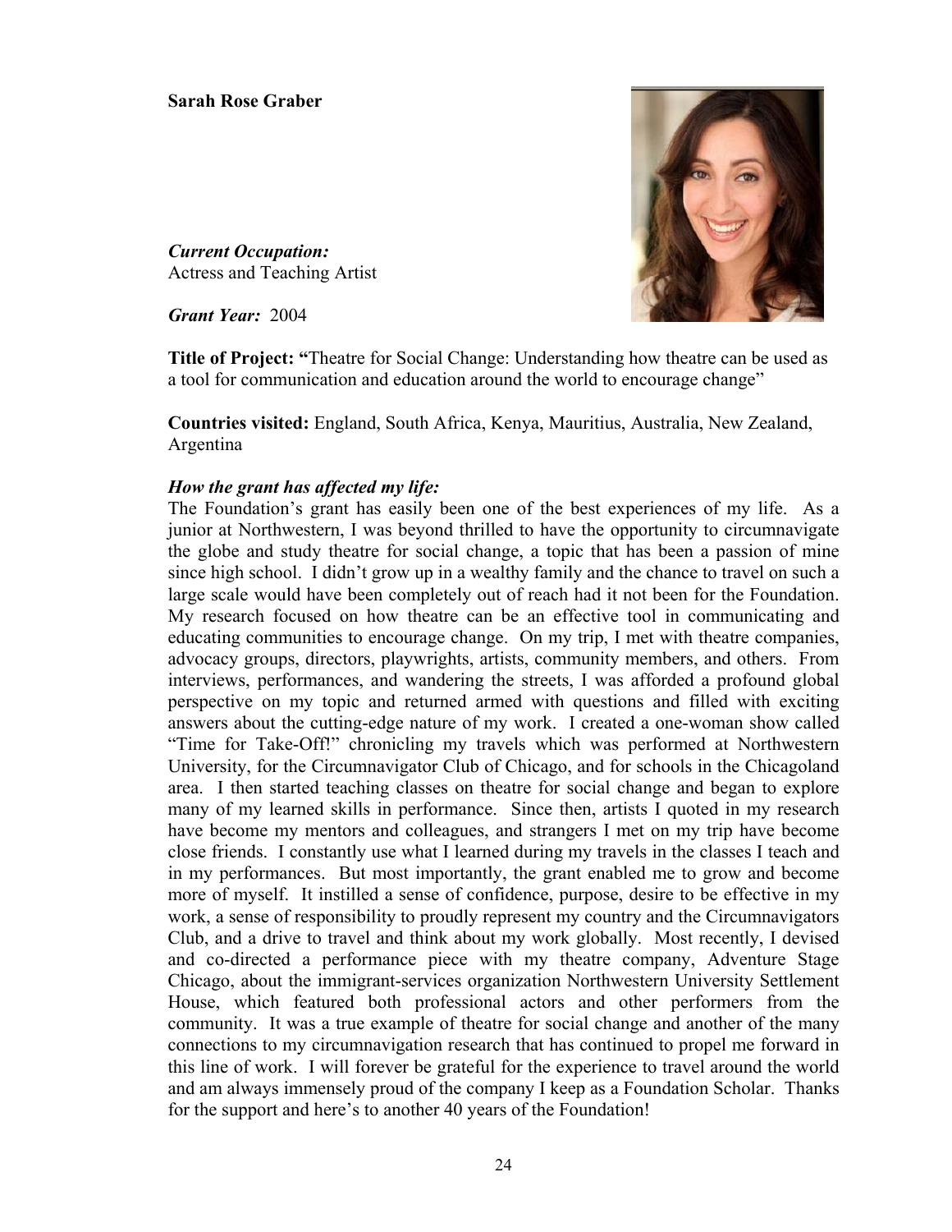**Sarah Rose Graber**

***Current Occupation:***
Actress and Teaching Artist

***Grant Year:*** 2004

**Title of Project: "**Theatre for Social Change: Understanding how theatre can be used as a tool for communication and education around the world to encourage change"

**Countries visited:** England, South Africa, Kenya, Mauritius, Australia, New Zealand, Argentina

***How the grant has affected my life:***

The Foundation's grant has easily been one of the best experiences of my life. As a junior at Northwestern, I was beyond thrilled to have the opportunity to circumnavigate the globe and study theatre for social change, a topic that has been a passion of mine since high school. I didn't grow up in a wealthy family and the chance to travel on such a large scale would have been completely out of reach had it not been for the Foundation. My research focused on how theatre can be an effective tool in communicating and educating communities to encourage change. On my trip, I met with theatre companies, advocacy groups, directors, playwrights, artists, community members, and others. From interviews, performances, and wandering the streets, I was afforded a profound global perspective on my topic and returned armed with questions and filled with exciting answers about the cutting-edge nature of my work. I created a one-woman show called "Time for Take-Off!" chronicling my travels which was performed at Northwestern University, for the Circumnavigator Club of Chicago, and for schools in the Chicagoland area. I then started teaching classes on theatre for social change and began to explore many of my learned skills in performance. Since then, artists I quoted in my research have become my mentors and colleagues, and strangers I met on my trip have become close friends. I constantly use what I learned during my travels in the classes I teach and in my performances. But most importantly, the grant enabled me to grow and become more of myself. It instilled a sense of confidence, purpose, desire to be effective in my work, a sense of responsibility to proudly represent my country and the Circumnavigators Club, and a drive to travel and think about my work globally. Most recently, I devised and co-directed a performance piece with my theatre company, Adventure Stage Chicago, about the immigrant-services organization Northwestern University Settlement House, which featured both professional actors and other performers from the community. It was a true example of theatre for social change and another of the many connections to my circumnavigation research that has continued to propel me forward in this line of work. I will forever be grateful for the experience to travel around the world and am always immensely proud of the company I keep as a Foundation Scholar. Thanks for the support and here's to another 40 years of the Foundation!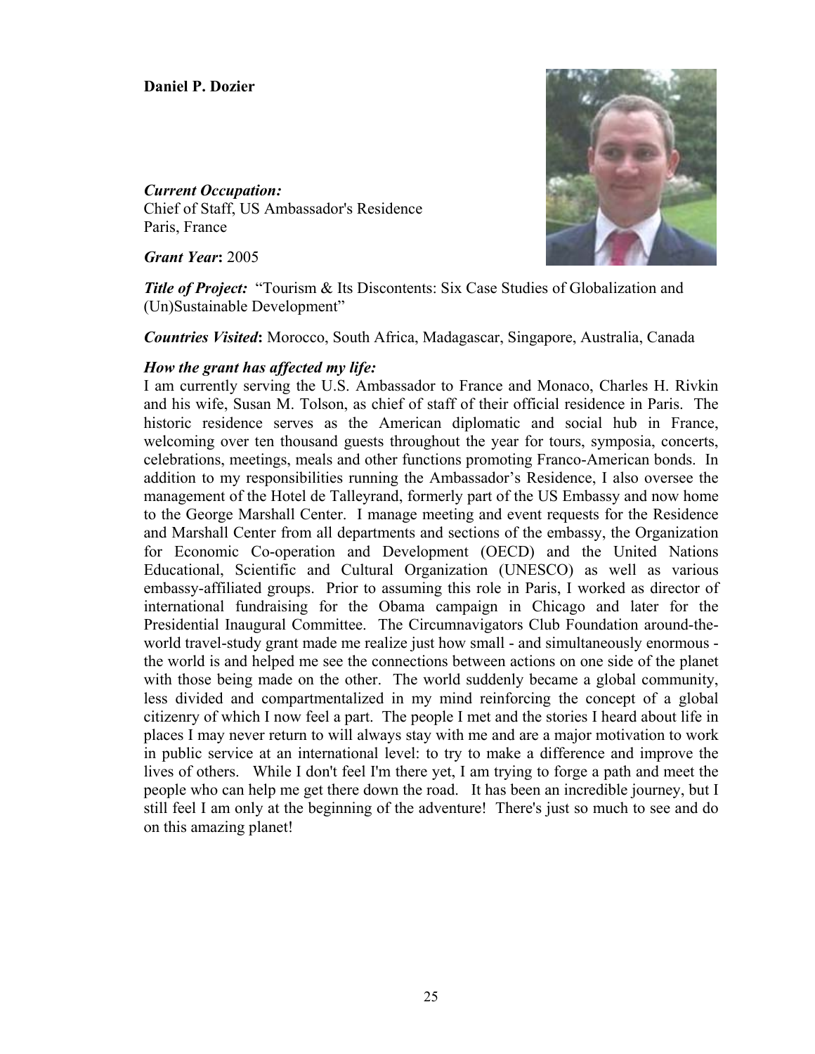**Daniel P. Dozier**

***Current Occupation:***
Chief of Staff, US Ambassador's Residence
Paris, France

***Grant Year*:** 2005

***Title of Project:*** "Tourism & Its Discontents: Six Case Studies of Globalization and (Un)Sustainable Development"

***Countries Visited*:** Morocco, South Africa, Madagascar, Singapore, Australia, Canada

***How the grant has affected my life:***

I am currently serving the U.S. Ambassador to France and Monaco, Charles H. Rivkin and his wife, Susan M. Tolson, as chief of staff of their official residence in Paris. The historic residence serves as the American diplomatic and social hub in France, welcoming over ten thousand guests throughout the year for tours, symposia, concerts, celebrations, meetings, meals and other functions promoting Franco-American bonds. In addition to my responsibilities running the Ambassador's Residence, I also oversee the management of the Hotel de Talleyrand, formerly part of the US Embassy and now home to the George Marshall Center. I manage meeting and event requests for the Residence and Marshall Center from all departments and sections of the embassy, the Organization for Economic Co-operation and Development (OECD) and the United Nations Educational, Scientific and Cultural Organization (UNESCO) as well as various embassy-affiliated groups. Prior to assuming this role in Paris, I worked as director of international fundraising for the Obama campaign in Chicago and later for the Presidential Inaugural Committee. The Circumnavigators Club Foundation around-the-world travel-study grant made me realize just how small - and simultaneously enormous - the world is and helped me see the connections between actions on one side of the planet with those being made on the other. The world suddenly became a global community, less divided and compartmentalized in my mind reinforcing the concept of a global citizenry of which I now feel a part. The people I met and the stories I heard about life in places I may never return to will always stay with me and are a major motivation to work in public service at an international level: to try to make a difference and improve the lives of others. While I don't feel I'm there yet, I am trying to forge a path and meet the people who can help me get there down the road. It has been an incredible journey, but I still feel I am only at the beginning of the adventure! There's just so much to see and do on this amazing planet!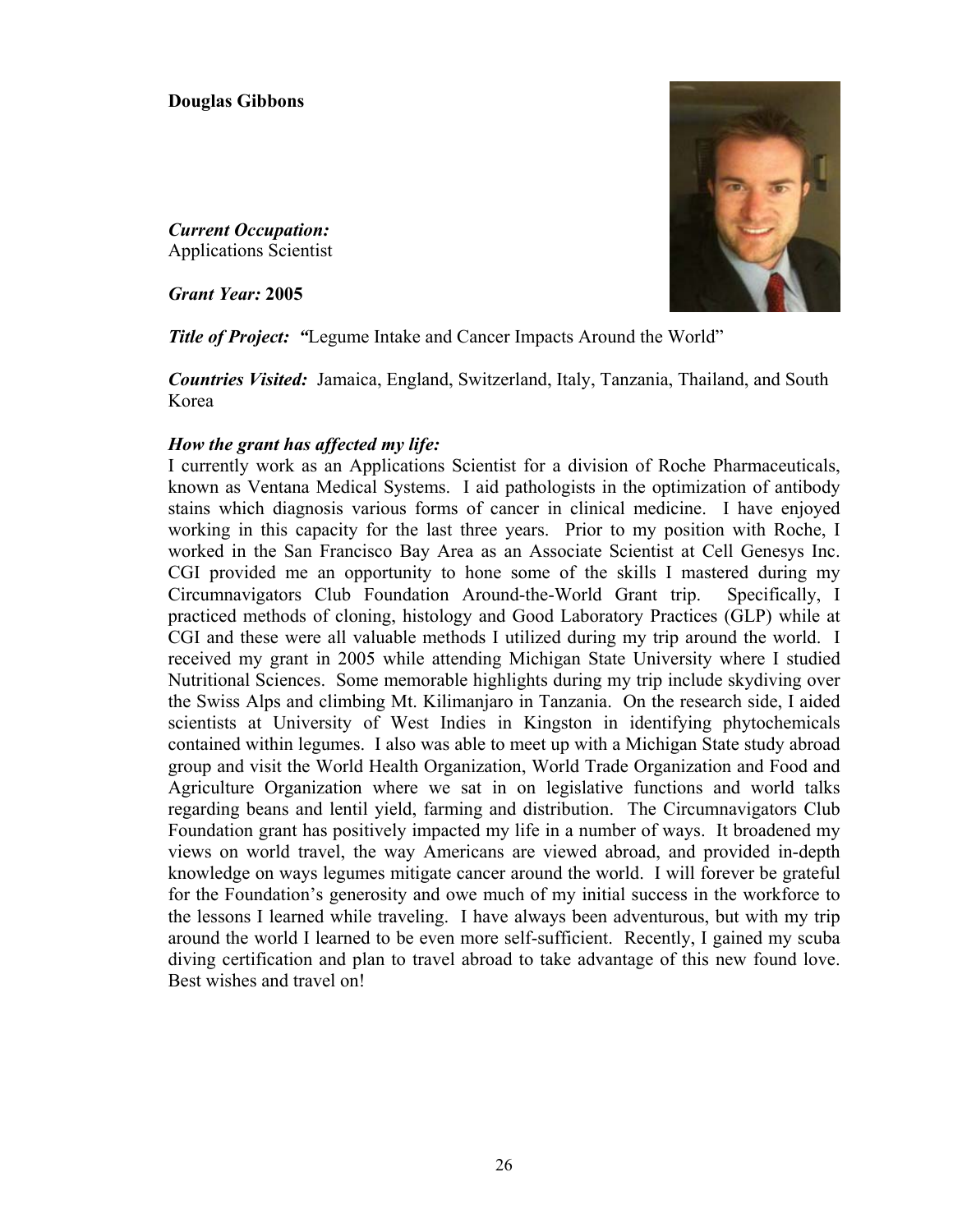**Douglas Gibbons**

***Current Occupation:***
Applications Scientist

***Grant Year:*** **2005**

***Title of Project:*** ***"***Legume Intake and Cancer Impacts Around the World"

***Countries Visited:*** Jamaica, England, Switzerland, Italy, Tanzania, Thailand, and South Korea

***How the grant has affected my life:***
I currently work as an Applications Scientist for a division of Roche Pharmaceuticals, known as Ventana Medical Systems. I aid pathologists in the optimization of antibody stains which diagnosis various forms of cancer in clinical medicine. I have enjoyed working in this capacity for the last three years. Prior to my position with Roche, I worked in the San Francisco Bay Area as an Associate Scientist at Cell Genesys Inc. CGI provided me an opportunity to hone some of the skills I mastered during my Circumnavigators Club Foundation Around-the-World Grant trip. Specifically, I practiced methods of cloning, histology and Good Laboratory Practices (GLP) while at CGI and these were all valuable methods I utilized during my trip around the world. I received my grant in 2005 while attending Michigan State University where I studied Nutritional Sciences. Some memorable highlights during my trip include skydiving over the Swiss Alps and climbing Mt. Kilimanjaro in Tanzania. On the research side, I aided scientists at University of West Indies in Kingston in identifying phytochemicals contained within legumes. I also was able to meet up with a Michigan State study abroad group and visit the World Health Organization, World Trade Organization and Food and Agriculture Organization where we sat in on legislative functions and world talks regarding beans and lentil yield, farming and distribution. The Circumnavigators Club Foundation grant has positively impacted my life in a number of ways. It broadened my views on world travel, the way Americans are viewed abroad, and provided in-depth knowledge on ways legumes mitigate cancer around the world. I will forever be grateful for the Foundation's generosity and owe much of my initial success in the workforce to the lessons I learned while traveling. I have always been adventurous, but with my trip around the world I learned to be even more self-sufficient. Recently, I gained my scuba diving certification and plan to travel abroad to take advantage of this new found love. Best wishes and travel on!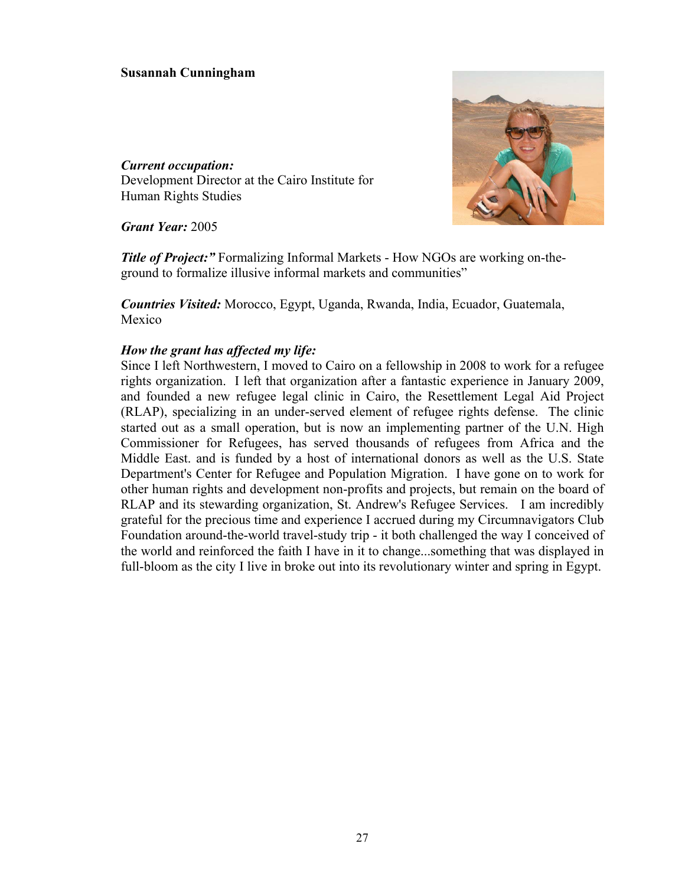**Susannah Cunningham**

***Current occupation:***
Development Director at the Cairo Institute for Human Rights Studies

***Grant Year:*** 2005

***Title of Project:"*** Formalizing Informal Markets - How NGOs are working on-the-ground to formalize illusive informal markets and communities"

***Countries Visited:*** Morocco, Egypt, Uganda, Rwanda, India, Ecuador, Guatemala, Mexico

***How the grant has affected my life:***
Since I left Northwestern, I moved to Cairo on a fellowship in 2008 to work for a refugee rights organization. I left that organization after a fantastic experience in January 2009, and founded a new refugee legal clinic in Cairo, the Resettlement Legal Aid Project (RLAP), specializing in an under-served element of refugee rights defense. The clinic started out as a small operation, but is now an implementing partner of the U.N. High Commissioner for Refugees, has served thousands of refugees from Africa and the Middle East. and is funded by a host of international donors as well as the U.S. State Department's Center for Refugee and Population Migration. I have gone on to work for other human rights and development non-profits and projects, but remain on the board of RLAP and its stewarding organization, St. Andrew's Refugee Services. I am incredibly grateful for the precious time and experience I accrued during my Circumnavigators Club Foundation around-the-world travel-study trip - it both challenged the way I conceived of the world and reinforced the faith I have in it to change...something that was displayed in full-bloom as the city I live in broke out into its revolutionary winter and spring in Egypt.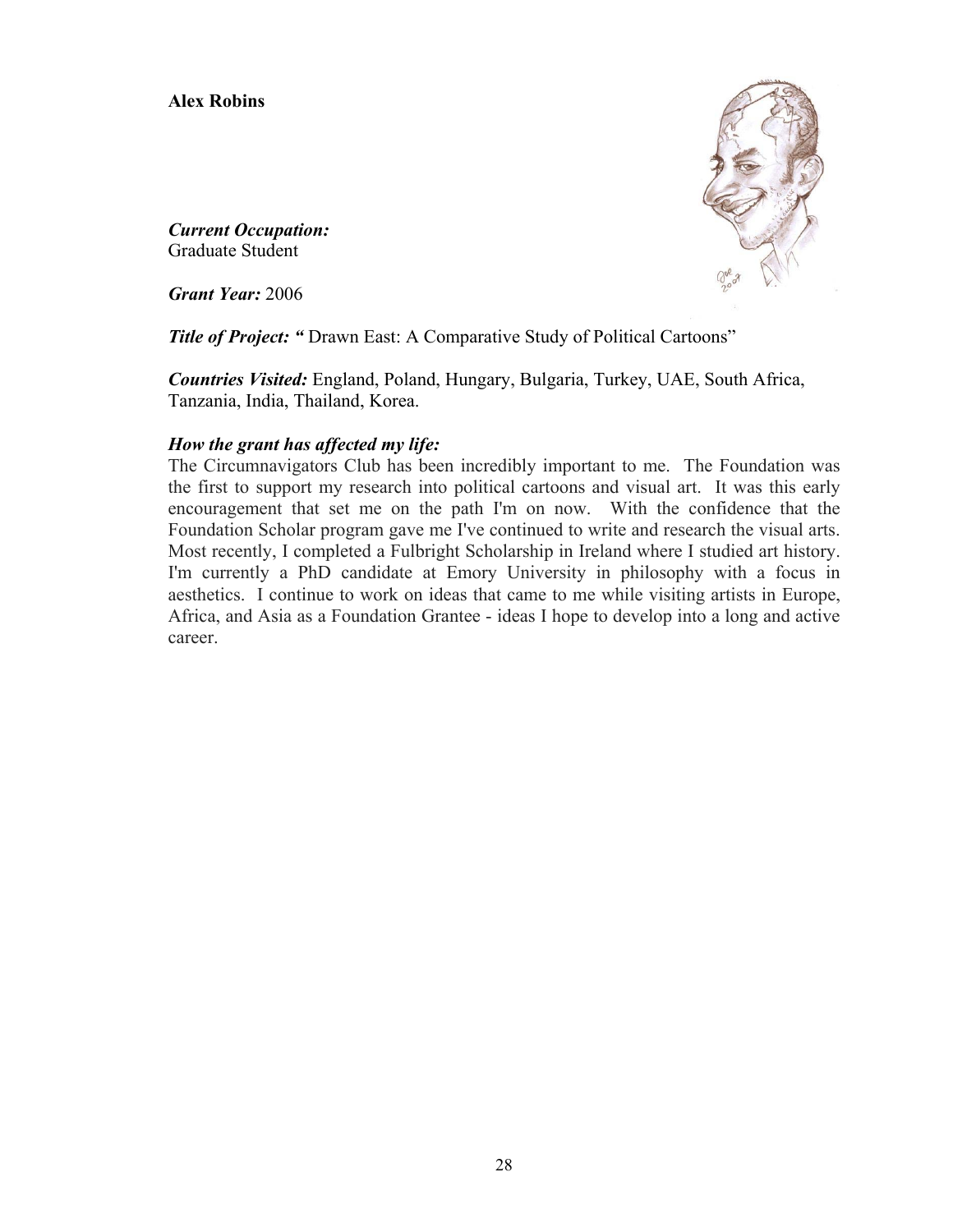**Alex Robins**

***Current Occupation:***
Graduate Student

***Grant Year:*** 2006

***Title of Project:*** *"* Drawn East: A Comparative Study of Political Cartoons"

***Countries Visited:*** England, Poland, Hungary, Bulgaria, Turkey, UAE, South Africa, Tanzania, India, Thailand, Korea.

***How the grant has affected my life:***
The Circumnavigators Club has been incredibly important to me. The Foundation was the first to support my research into political cartoons and visual art. It was this early encouragement that set me on the path I'm on now. With the confidence that the Foundation Scholar program gave me I've continued to write and research the visual arts. Most recently, I completed a Fulbright Scholarship in Ireland where I studied art history. I'm currently a PhD candidate at Emory University in philosophy with a focus in aesthetics. I continue to work on ideas that came to me while visiting artists in Europe, Africa, and Asia as a Foundation Grantee - ideas I hope to develop into a long and active career.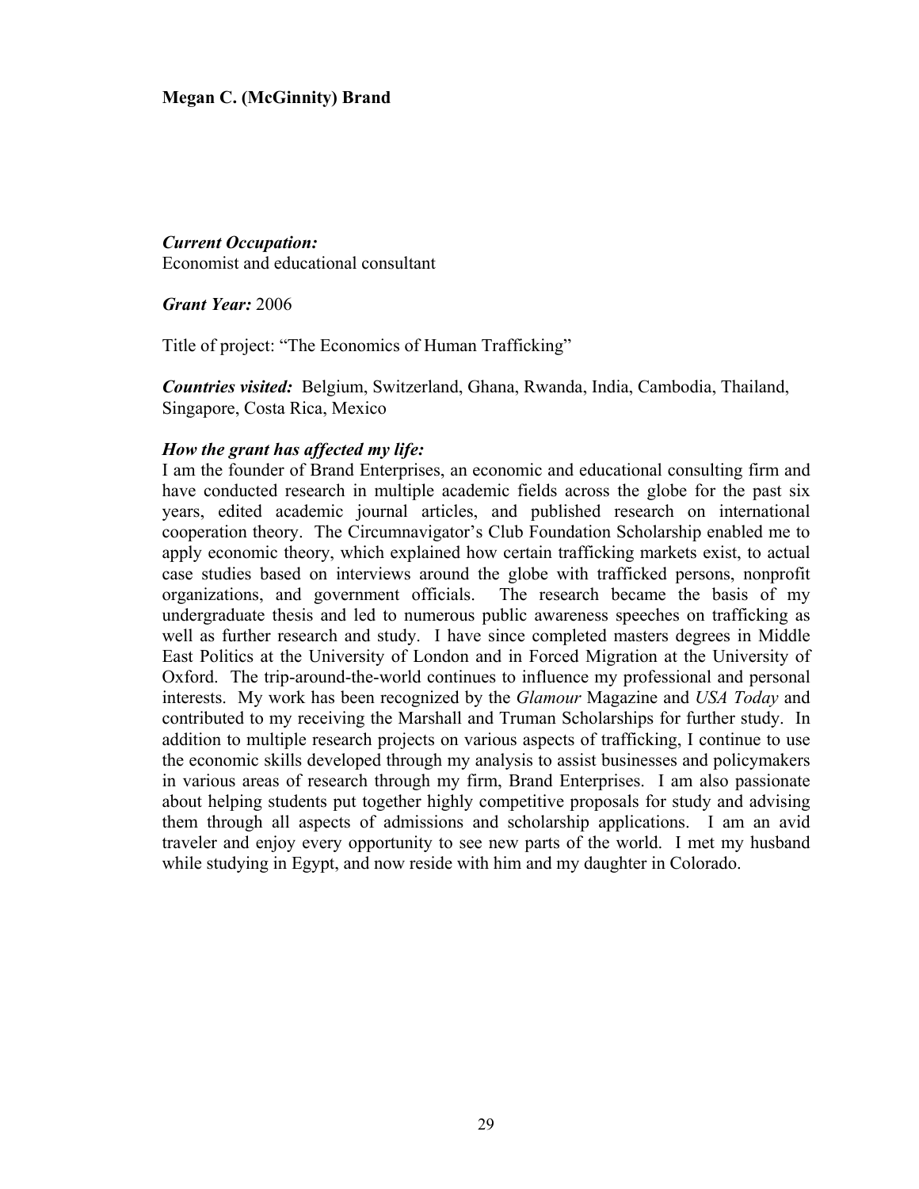**Megan C. (McGinnity) Brand**

***Current Occupation:***
Economist and educational consultant

***Grant Year:*** 2006

Title of project: "The Economics of Human Trafficking"

***Countries visited:*** Belgium, Switzerland, Ghana, Rwanda, India, Cambodia, Thailand, Singapore, Costa Rica, Mexico

***How the grant has affected my life:***
I am the founder of Brand Enterprises, an economic and educational consulting firm and have conducted research in multiple academic fields across the globe for the past six years, edited academic journal articles, and published research on international cooperation theory. The Circumnavigator's Club Foundation Scholarship enabled me to apply economic theory, which explained how certain trafficking markets exist, to actual case studies based on interviews around the globe with trafficked persons, nonprofit organizations, and government officials. The research became the basis of my undergraduate thesis and led to numerous public awareness speeches on trafficking as well as further research and study. I have since completed masters degrees in Middle East Politics at the University of London and in Forced Migration at the University of Oxford. The trip-around-the-world continues to influence my professional and personal interests. My work has been recognized by the *Glamour* Magazine and *USA Today* and contributed to my receiving the Marshall and Truman Scholarships for further study. In addition to multiple research projects on various aspects of trafficking, I continue to use the economic skills developed through my analysis to assist businesses and policymakers in various areas of research through my firm, Brand Enterprises. I am also passionate about helping students put together highly competitive proposals for study and advising them through all aspects of admissions and scholarship applications. I am an avid traveler and enjoy every opportunity to see new parts of the world. I met my husband while studying in Egypt, and now reside with him and my daughter in Colorado.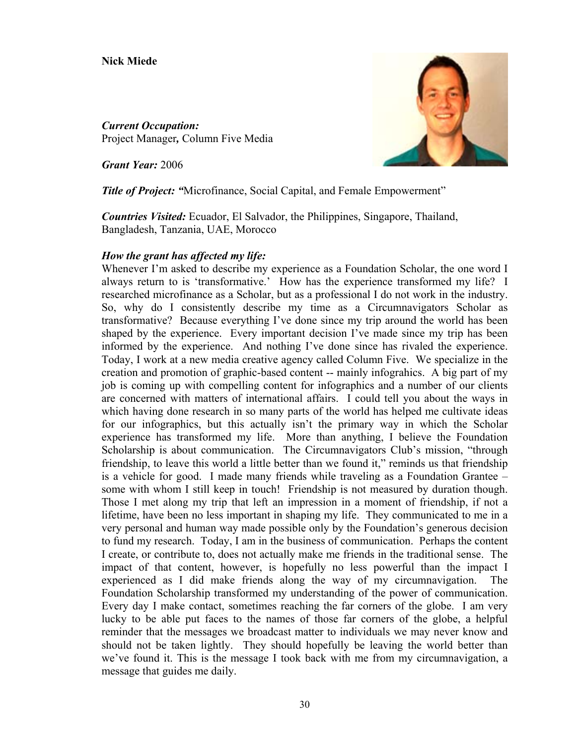**Nick Miede**

***Current Occupation:***
Project Manager**,** Column Five Media

***Grant Year:*** 2006

***Title of Project: "***Microfinance, Social Capital, and Female Empowerment"

***Countries Visited:*** Ecuador, El Salvador, the Philippines, Singapore, Thailand, Bangladesh, Tanzania, UAE, Morocco

***How the grant has affected my life:***
Whenever I'm asked to describe my experience as a Foundation Scholar, the one word I always return to is 'transformative.' How has the experience transformed my life? I researched microfinance as a Scholar, but as a professional I do not work in the industry. So, why do I consistently describe my time as a Circumnavigators Scholar as transformative? Because everything I've done since my trip around the world has been shaped by the experience. Every important decision I've made since my trip has been informed by the experience. And nothing I've done since has rivaled the experience. Today, I work at a new media creative agency called Column Five. We specialize in the creation and promotion of graphic-based content -- mainly infograhics. A big part of my job is coming up with compelling content for infographics and a number of our clients are concerned with matters of international affairs. I could tell you about the ways in which having done research in so many parts of the world has helped me cultivate ideas for our infographics, but this actually isn't the primary way in which the Scholar experience has transformed my life. More than anything, I believe the Foundation Scholarship is about communication. The Circumnavigators Club's mission, "through friendship, to leave this world a little better than we found it," reminds us that friendship is a vehicle for good. I made many friends while traveling as a Foundation Grantee – some with whom I still keep in touch! Friendship is not measured by duration though. Those I met along my trip that left an impression in a moment of friendship, if not a lifetime, have been no less important in shaping my life. They communicated to me in a very personal and human way made possible only by the Foundation's generous decision to fund my research. Today, I am in the business of communication. Perhaps the content I create, or contribute to, does not actually make me friends in the traditional sense. The impact of that content, however, is hopefully no less powerful than the impact I experienced as I did make friends along the way of my circumnavigation. The Foundation Scholarship transformed my understanding of the power of communication. Every day I make contact, sometimes reaching the far corners of the globe. I am very lucky to be able put faces to the names of those far corners of the globe, a helpful reminder that the messages we broadcast matter to individuals we may never know and should not be taken lightly. They should hopefully be leaving the world better than we've found it. This is the message I took back with me from my circumnavigation, a message that guides me daily.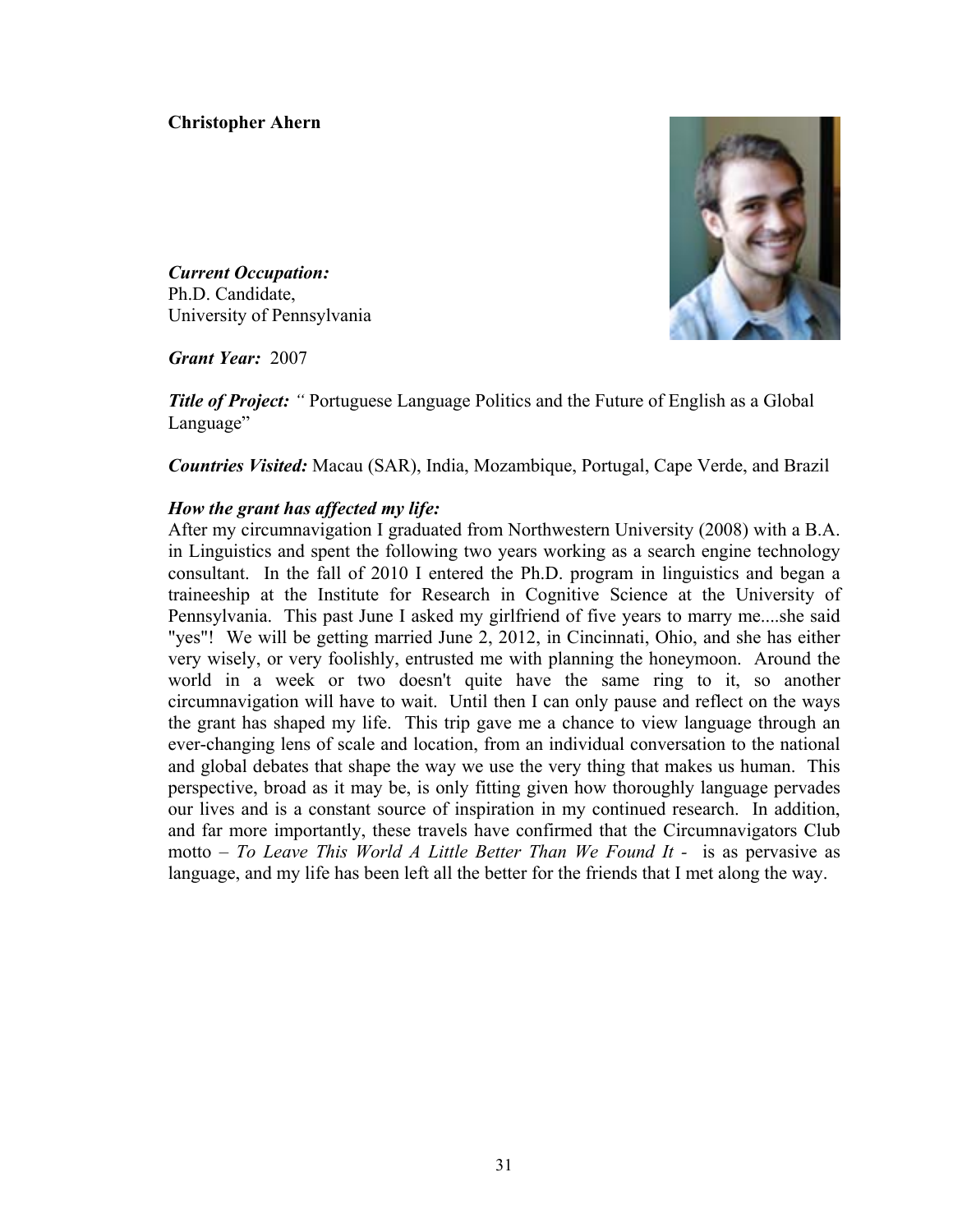**Christopher Ahern**

***Current Occupation:***
Ph.D. Candidate,
University of Pennsylvania

***Grant Year:*** 2007

***Title of Project:*** *"* Portuguese Language Politics and the Future of English as a Global Language"

***Countries Visited:*** Macau (SAR), India, Mozambique, Portugal, Cape Verde, and Brazil

***How the grant has affected my life:***
After my circumnavigation I graduated from Northwestern University (2008) with a B.A. in Linguistics and spent the following two years working as a search engine technology consultant. In the fall of 2010 I entered the Ph.D. program in linguistics and began a traineeship at the Institute for Research in Cognitive Science at the University of Pennsylvania. This past June I asked my girlfriend of five years to marry me....she said "yes"! We will be getting married June 2, 2012, in Cincinnati, Ohio, and she has either very wisely, or very foolishly, entrusted me with planning the honeymoon. Around the world in a week or two doesn't quite have the same ring to it, so another circumnavigation will have to wait. Until then I can only pause and reflect on the ways the grant has shaped my life. This trip gave me a chance to view language through an ever-changing lens of scale and location, from an individual conversation to the national and global debates that shape the way we use the very thing that makes us human. This perspective, broad as it may be, is only fitting given how thoroughly language pervades our lives and is a constant source of inspiration in my continued research. In addition, and far more importantly, these travels have confirmed that the Circumnavigators Club motto – *To Leave This World A Little Better Than We Found It -* is as pervasive as language, and my life has been left all the better for the friends that I met along the way.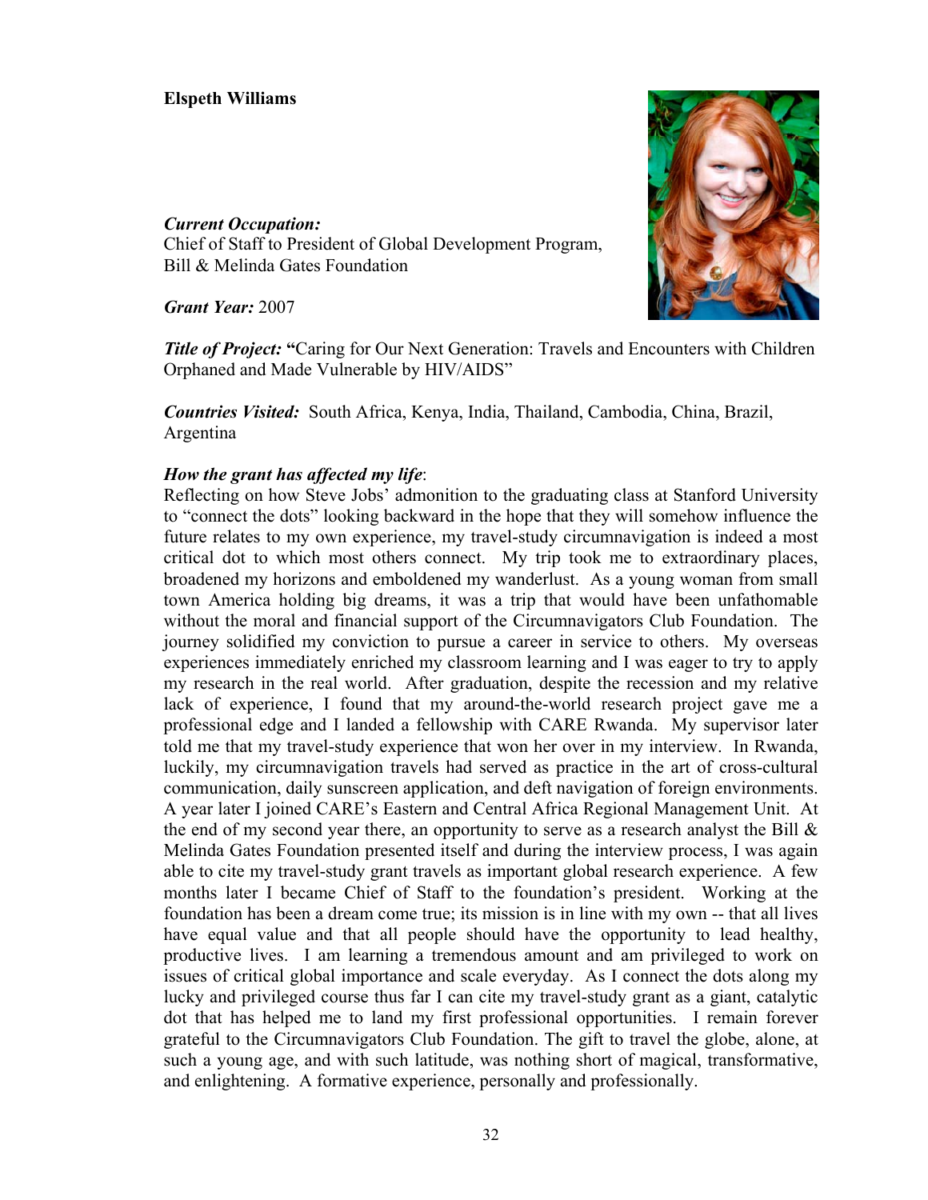**Elspeth Williams**

***Current Occupation:***
Chief of Staff to President of Global Development Program, Bill & Melinda Gates Foundation

***Grant Year:*** 2007

***Title of Project:*** **"**Caring for Our Next Generation: Travels and Encounters with Children Orphaned and Made Vulnerable by HIV/AIDS"

***Countries Visited:*** South Africa, Kenya, India, Thailand, Cambodia, China, Brazil, Argentina

***How the grant has affected my life***:
Reflecting on how Steve Jobs' admonition to the graduating class at Stanford University to "connect the dots" looking backward in the hope that they will somehow influence the future relates to my own experience, my travel-study circumnavigation is indeed a most critical dot to which most others connect. My trip took me to extraordinary places, broadened my horizons and emboldened my wanderlust. As a young woman from small town America holding big dreams, it was a trip that would have been unfathomable without the moral and financial support of the Circumnavigators Club Foundation. The journey solidified my conviction to pursue a career in service to others. My overseas experiences immediately enriched my classroom learning and I was eager to try to apply my research in the real world. After graduation, despite the recession and my relative lack of experience, I found that my around-the-world research project gave me a professional edge and I landed a fellowship with CARE Rwanda. My supervisor later told me that my travel-study experience that won her over in my interview. In Rwanda, luckily, my circumnavigation travels had served as practice in the art of cross-cultural communication, daily sunscreen application, and deft navigation of foreign environments. A year later I joined CARE's Eastern and Central Africa Regional Management Unit. At the end of my second year there, an opportunity to serve as a research analyst the Bill & Melinda Gates Foundation presented itself and during the interview process, I was again able to cite my travel-study grant travels as important global research experience. A few months later I became Chief of Staff to the foundation's president. Working at the foundation has been a dream come true; its mission is in line with my own -- that all lives have equal value and that all people should have the opportunity to lead healthy, productive lives. I am learning a tremendous amount and am privileged to work on issues of critical global importance and scale everyday. As I connect the dots along my lucky and privileged course thus far I can cite my travel-study grant as a giant, catalytic dot that has helped me to land my first professional opportunities. I remain forever grateful to the Circumnavigators Club Foundation. The gift to travel the globe, alone, at such a young age, and with such latitude, was nothing short of magical, transformative, and enlightening. A formative experience, personally and professionally.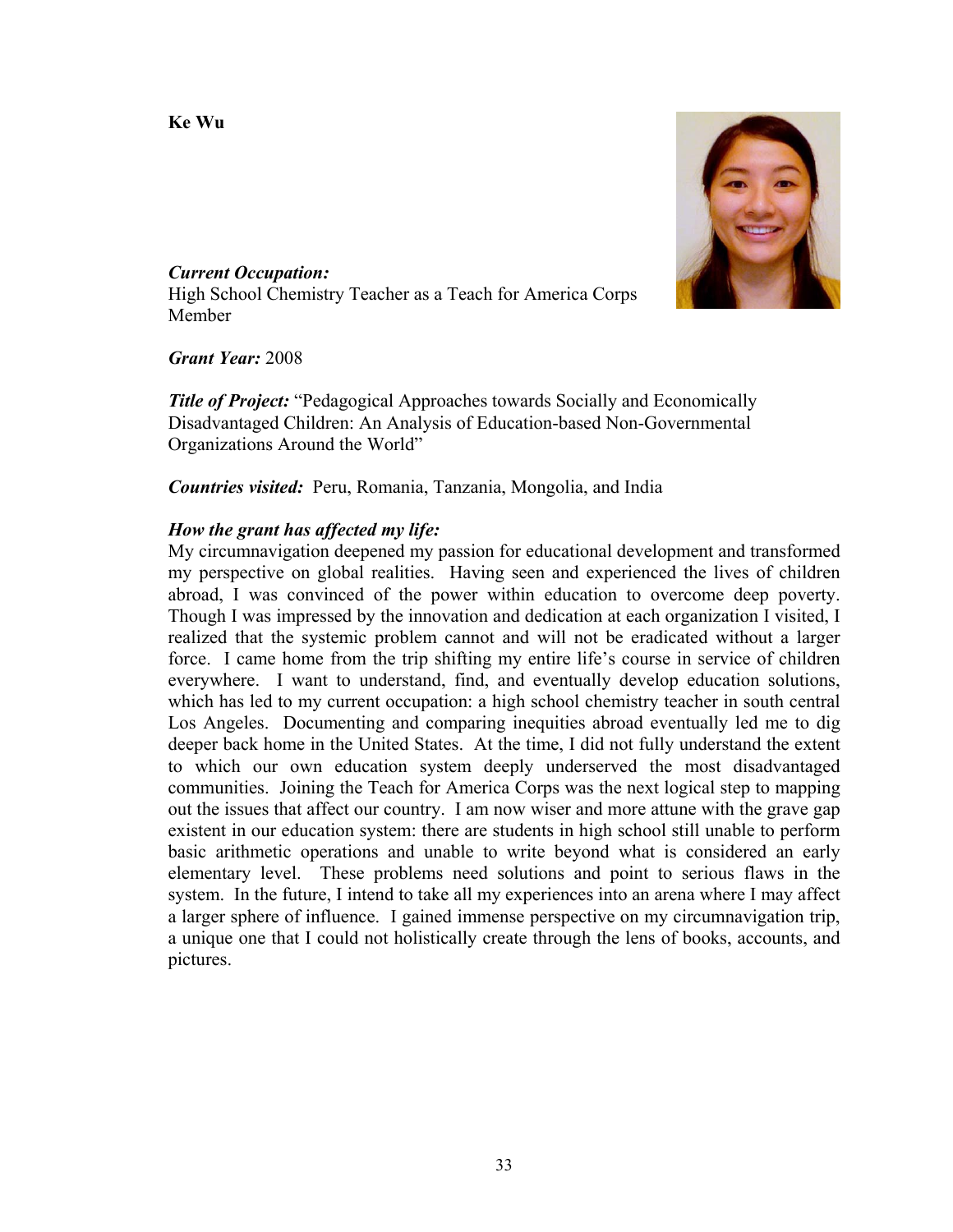**Ke Wu**

***Current Occupation:***
High School Chemistry Teacher as a Teach for America Corps Member

***Grant Year:*** 2008

***Title of Project:*** "Pedagogical Approaches towards Socially and Economically Disadvantaged Children: An Analysis of Education-based Non-Governmental Organizations Around the World"

***Countries visited:*** Peru, Romania, Tanzania, Mongolia, and India

***How the grant has affected my life:***
My circumnavigation deepened my passion for educational development and transformed my perspective on global realities. Having seen and experienced the lives of children abroad, I was convinced of the power within education to overcome deep poverty. Though I was impressed by the innovation and dedication at each organization I visited, I realized that the systemic problem cannot and will not be eradicated without a larger force. I came home from the trip shifting my entire life's course in service of children everywhere. I want to understand, find, and eventually develop education solutions, which has led to my current occupation: a high school chemistry teacher in south central Los Angeles. Documenting and comparing inequities abroad eventually led me to dig deeper back home in the United States. At the time, I did not fully understand the extent to which our own education system deeply underserved the most disadvantaged communities. Joining the Teach for America Corps was the next logical step to mapping out the issues that affect our country. I am now wiser and more attune with the grave gap existent in our education system: there are students in high school still unable to perform basic arithmetic operations and unable to write beyond what is considered an early elementary level. These problems need solutions and point to serious flaws in the system. In the future, I intend to take all my experiences into an arena where I may affect a larger sphere of influence. I gained immense perspective on my circumnavigation trip, a unique one that I could not holistically create through the lens of books, accounts, and pictures.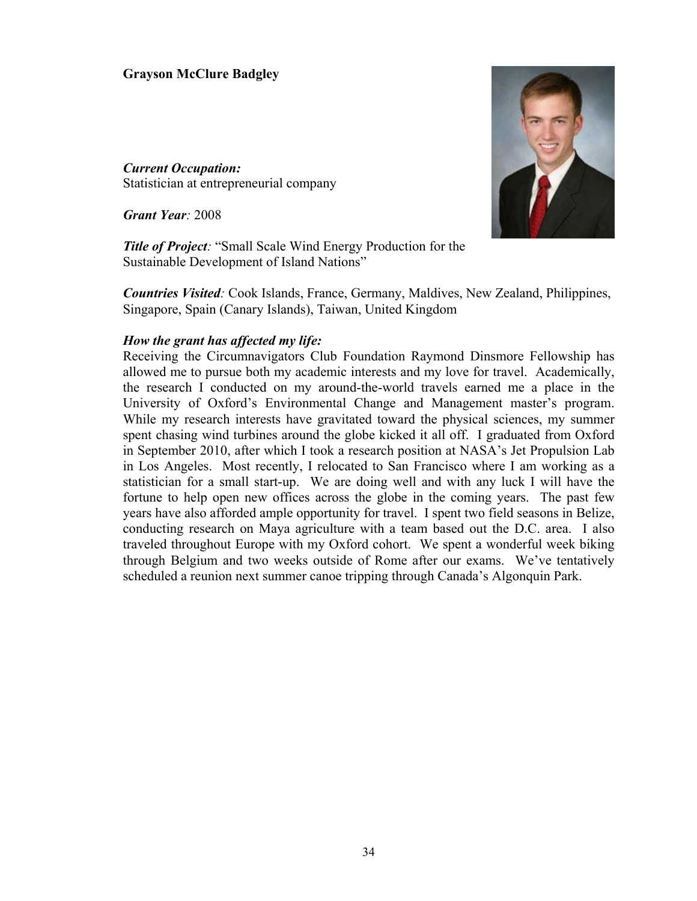**Grayson McClure Badgley**

***Current Occupation:***
Statistician at entrepreneurial company

***Grant Year:*** 2008

***Title of Project:*** "Small Scale Wind Energy Production for the Sustainable Development of Island Nations"

***Countries Visited:*** Cook Islands, France, Germany, Maldives, New Zealand, Philippines, Singapore, Spain (Canary Islands), Taiwan, United Kingdom

***How the grant has affected my life:***

Receiving the Circumnavigators Club Foundation Raymond Dinsmore Fellowship has allowed me to pursue both my academic interests and my love for travel. Academically, the research I conducted on my around-the-world travels earned me a place in the University of Oxford's Environmental Change and Management master's program. While my research interests have gravitated toward the physical sciences, my summer spent chasing wind turbines around the globe kicked it all off. I graduated from Oxford in September 2010, after which I took a research position at NASA's Jet Propulsion Lab in Los Angeles. Most recently, I relocated to San Francisco where I am working as a statistician for a small start-up. We are doing well and with any luck I will have the fortune to help open new offices across the globe in the coming years. The past few years have also afforded ample opportunity for travel. I spent two field seasons in Belize, conducting research on Maya agriculture with a team based out the D.C. area. I also traveled throughout Europe with my Oxford cohort. We spent a wonderful week biking through Belgium and two weeks outside of Rome after our exams. We've tentatively scheduled a reunion next summer canoe tripping through Canada's Algonquin Park.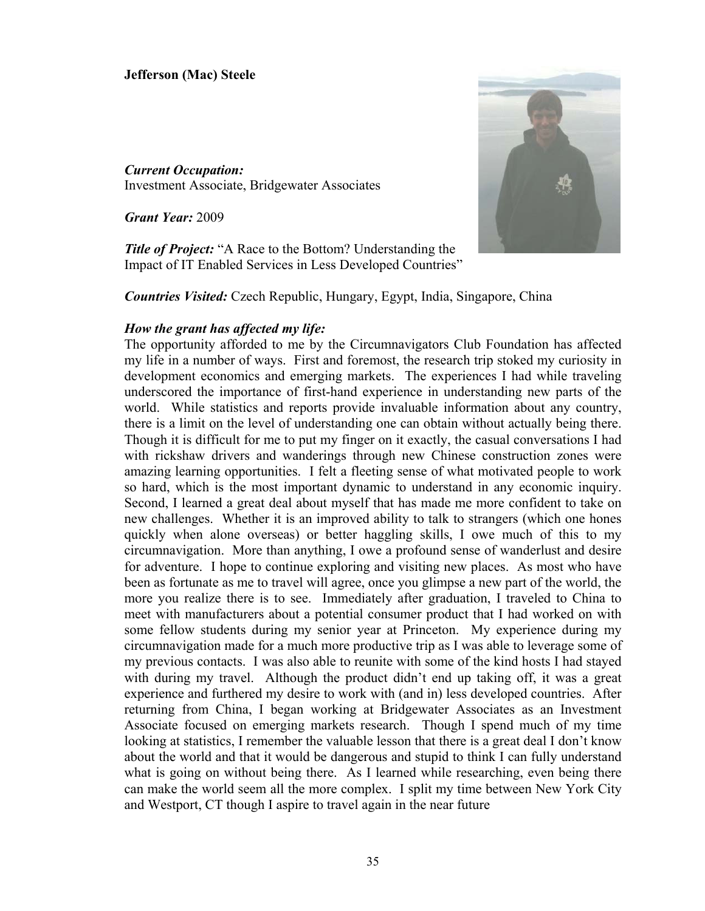**Jefferson (Mac) Steele**

***Current Occupation:***
Investment Associate, Bridgewater Associates

***Grant Year:*** 2009

***Title of Project:*** "A Race to the Bottom? Understanding the Impact of IT Enabled Services in Less Developed Countries"

***Countries Visited:*** Czech Republic, Hungary, Egypt, India, Singapore, China

***How the grant has affected my life:***

The opportunity afforded to me by the Circumnavigators Club Foundation has affected my life in a number of ways. First and foremost, the research trip stoked my curiosity in development economics and emerging markets. The experiences I had while traveling underscored the importance of first-hand experience in understanding new parts of the world. While statistics and reports provide invaluable information about any country, there is a limit on the level of understanding one can obtain without actually being there. Though it is difficult for me to put my finger on it exactly, the casual conversations I had with rickshaw drivers and wanderings through new Chinese construction zones were amazing learning opportunities. I felt a fleeting sense of what motivated people to work so hard, which is the most important dynamic to understand in any economic inquiry. Second, I learned a great deal about myself that has made me more confident to take on new challenges. Whether it is an improved ability to talk to strangers (which one hones quickly when alone overseas) or better haggling skills, I owe much of this to my circumnavigation. More than anything, I owe a profound sense of wanderlust and desire for adventure. I hope to continue exploring and visiting new places. As most who have been as fortunate as me to travel will agree, once you glimpse a new part of the world, the more you realize there is to see. Immediately after graduation, I traveled to China to meet with manufacturers about a potential consumer product that I had worked on with some fellow students during my senior year at Princeton. My experience during my circumnavigation made for a much more productive trip as I was able to leverage some of my previous contacts. I was also able to reunite with some of the kind hosts I had stayed with during my travel. Although the product didn't end up taking off, it was a great experience and furthered my desire to work with (and in) less developed countries. After returning from China, I began working at Bridgewater Associates as an Investment Associate focused on emerging markets research. Though I spend much of my time looking at statistics, I remember the valuable lesson that there is a great deal I don't know about the world and that it would be dangerous and stupid to think I can fully understand what is going on without being there. As I learned while researching, even being there can make the world seem all the more complex. I split my time between New York City and Westport, CT though I aspire to travel again in the near future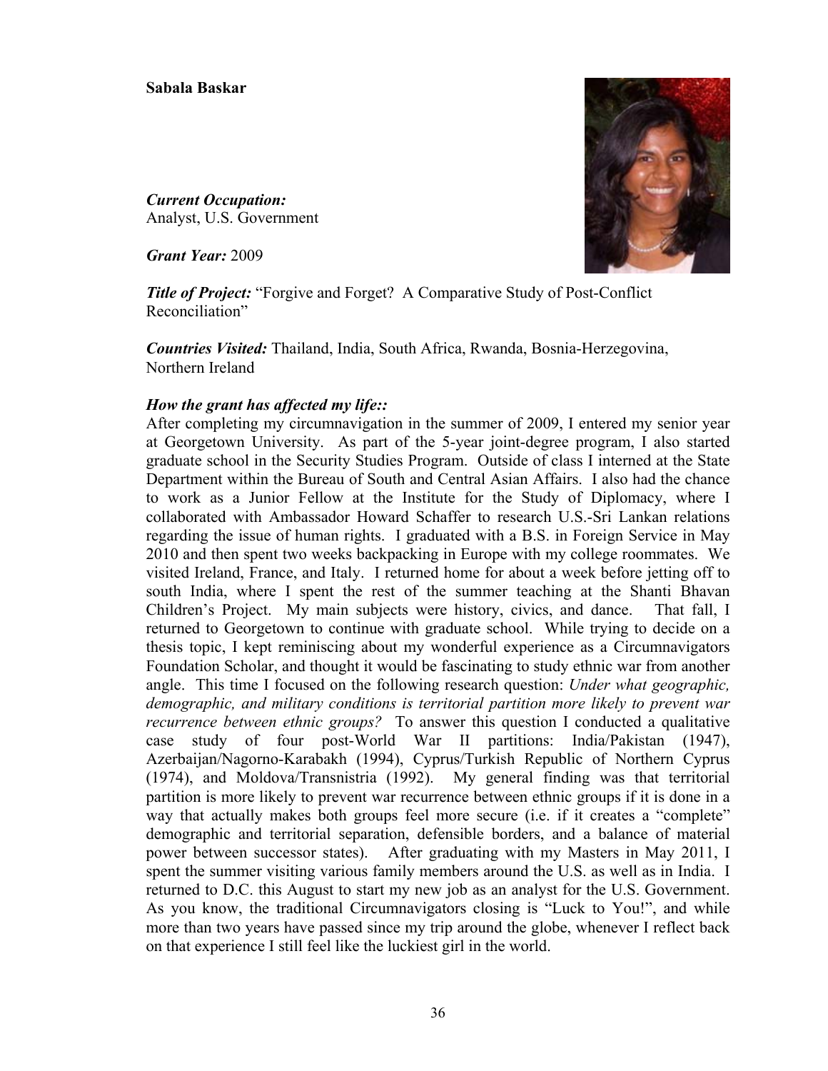**Sabala Baskar**

***Current Occupation:***
Analyst, U.S. Government

***Grant Year:*** 2009

***Title of Project:*** "Forgive and Forget? A Comparative Study of Post-Conflict Reconciliation"

***Countries Visited:*** Thailand, India, South Africa, Rwanda, Bosnia-Herzegovina, Northern Ireland

***How the grant has affected my life::***

After completing my circumnavigation in the summer of 2009, I entered my senior year at Georgetown University. As part of the 5-year joint-degree program, I also started graduate school in the Security Studies Program. Outside of class I interned at the State Department within the Bureau of South and Central Asian Affairs. I also had the chance to work as a Junior Fellow at the Institute for the Study of Diplomacy, where I collaborated with Ambassador Howard Schaffer to research U.S.-Sri Lankan relations regarding the issue of human rights. I graduated with a B.S. in Foreign Service in May 2010 and then spent two weeks backpacking in Europe with my college roommates. We visited Ireland, France, and Italy. I returned home for about a week before jetting off to south India, where I spent the rest of the summer teaching at the Shanti Bhavan Children's Project. My main subjects were history, civics, and dance. That fall, I returned to Georgetown to continue with graduate school. While trying to decide on a thesis topic, I kept reminiscing about my wonderful experience as a Circumnavigators Foundation Scholar, and thought it would be fascinating to study ethnic war from another angle. This time I focused on the following research question: *Under what geographic, demographic, and military conditions is territorial partition more likely to prevent war recurrence between ethnic groups?* To answer this question I conducted a qualitative case study of four post-World War II partitions: India/Pakistan (1947), Azerbaijan/Nagorno-Karabakh (1994), Cyprus/Turkish Republic of Northern Cyprus (1974), and Moldova/Transnistria (1992). My general finding was that territorial partition is more likely to prevent war recurrence between ethnic groups if it is done in a way that actually makes both groups feel more secure (i.e. if it creates a "complete" demographic and territorial separation, defensible borders, and a balance of material power between successor states). After graduating with my Masters in May 2011, I spent the summer visiting various family members around the U.S. as well as in India. I returned to D.C. this August to start my new job as an analyst for the U.S. Government. As you know, the traditional Circumnavigators closing is "Luck to You!", and while more than two years have passed since my trip around the globe, whenever I reflect back on that experience I still feel like the luckiest girl in the world.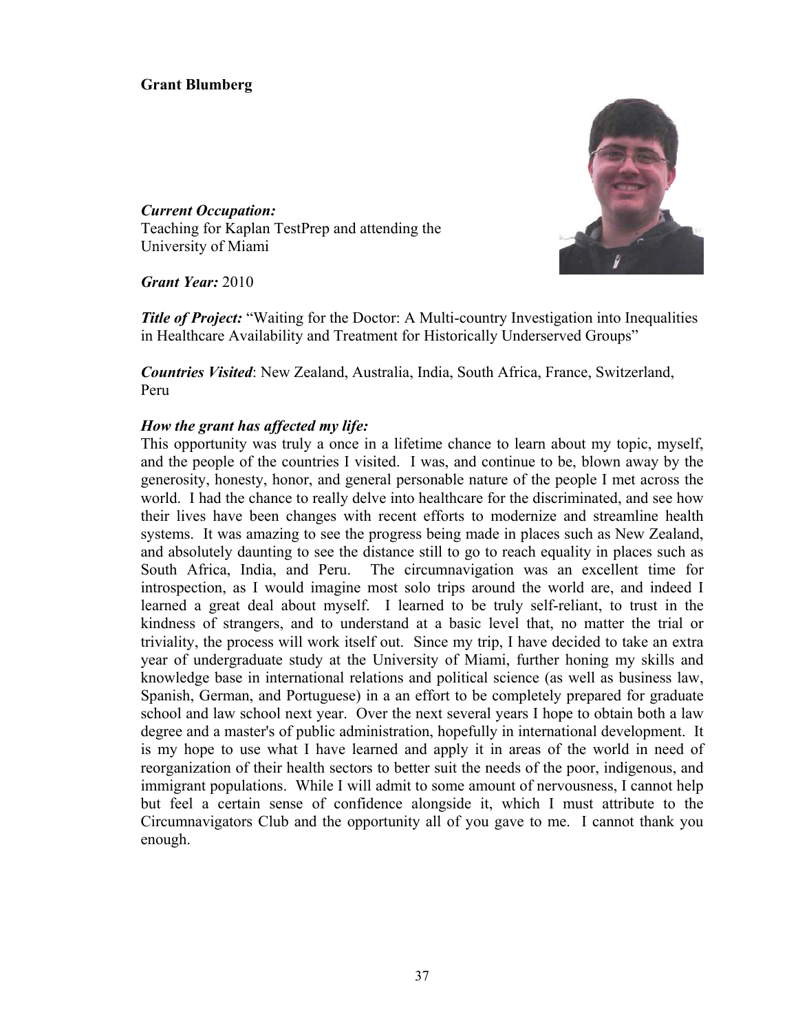**Grant Blumberg**

***Current Occupation:***
Teaching for Kaplan TestPrep and attending the University of Miami

***Grant Year:*** 2010

***Title of Project:*** "Waiting for the Doctor: A Multi-country Investigation into Inequalities in Healthcare Availability and Treatment for Historically Underserved Groups"

***Countries Visited***: New Zealand, Australia, India, South Africa, France, Switzerland, Peru

***How the grant has affected my life:***

This opportunity was truly a once in a lifetime chance to learn about my topic, myself, and the people of the countries I visited. I was, and continue to be, blown away by the generosity, honesty, honor, and general personable nature of the people I met across the world. I had the chance to really delve into healthcare for the discriminated, and see how their lives have been changes with recent efforts to modernize and streamline health systems. It was amazing to see the progress being made in places such as New Zealand, and absolutely daunting to see the distance still to go to reach equality in places such as South Africa, India, and Peru. The circumnavigation was an excellent time for introspection, as I would imagine most solo trips around the world are, and indeed I learned a great deal about myself. I learned to be truly self-reliant, to trust in the kindness of strangers, and to understand at a basic level that, no matter the trial or triviality, the process will work itself out. Since my trip, I have decided to take an extra year of undergraduate study at the University of Miami, further honing my skills and knowledge base in international relations and political science (as well as business law, Spanish, German, and Portuguese) in a an effort to be completely prepared for graduate school and law school next year. Over the next several years I hope to obtain both a law degree and a master's of public administration, hopefully in international development. It is my hope to use what I have learned and apply it in areas of the world in need of reorganization of their health sectors to better suit the needs of the poor, indigenous, and immigrant populations. While I will admit to some amount of nervousness, I cannot help but feel a certain sense of confidence alongside it, which I must attribute to the Circumnavigators Club and the opportunity all of you gave to me. I cannot thank you enough.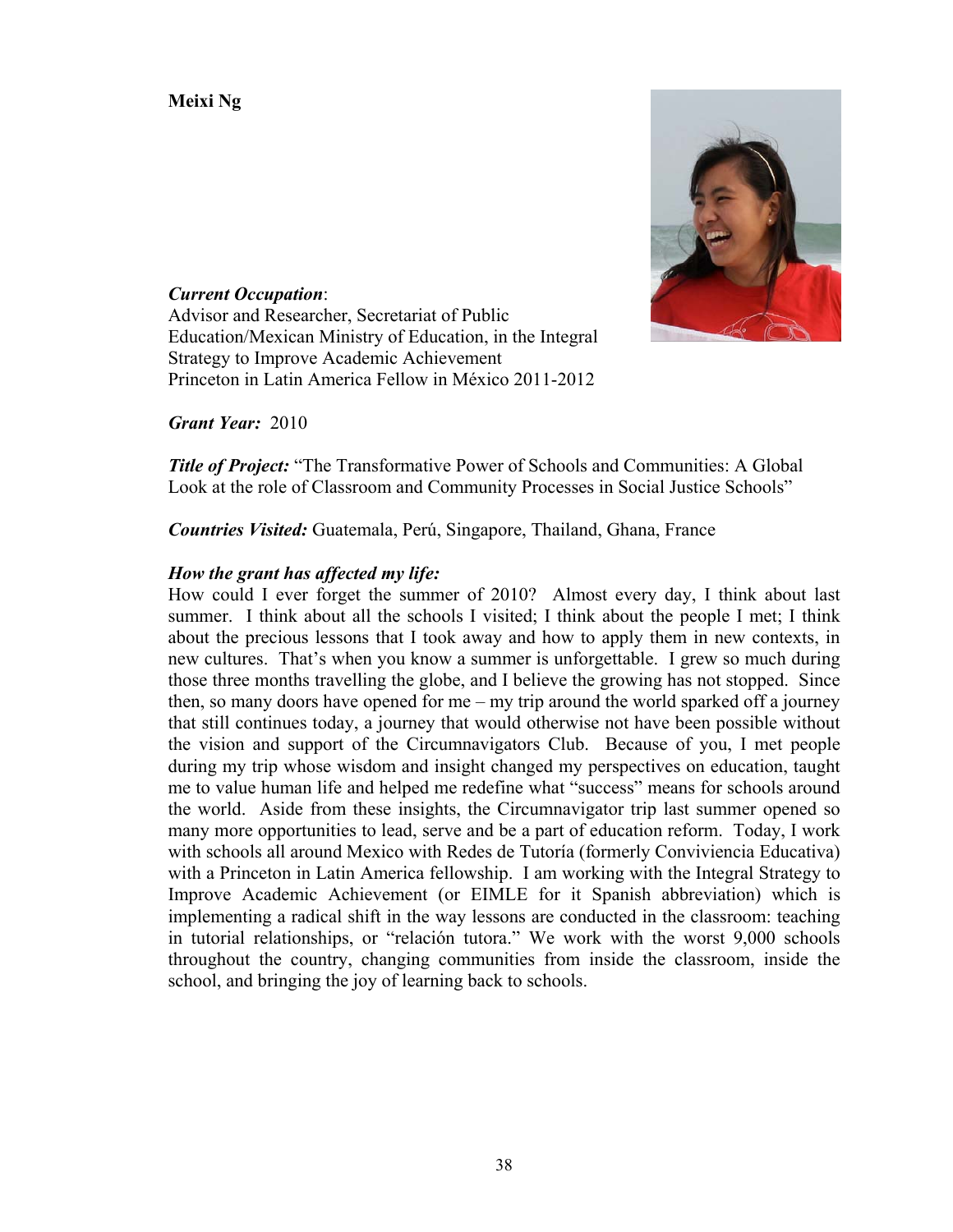**Meixi Ng**

***Current Occupation***:
Advisor and Researcher, Secretariat of Public Education/Mexican Ministry of Education, in the Integral Strategy to Improve Academic Achievement
Princeton in Latin America Fellow in México 2011-2012

***Grant Year:*** 2010

***Title of Project:*** "The Transformative Power of Schools and Communities: A Global Look at the role of Classroom and Community Processes in Social Justice Schools"

***Countries Visited:*** Guatemala, Perú, Singapore, Thailand, Ghana, France

***How the grant has affected my life:***
How could I ever forget the summer of 2010? Almost every day, I think about last summer. I think about all the schools I visited; I think about the people I met; I think about the precious lessons that I took away and how to apply them in new contexts, in new cultures. That's when you know a summer is unforgettable. I grew so much during those three months travelling the globe, and I believe the growing has not stopped. Since then, so many doors have opened for me – my trip around the world sparked off a journey that still continues today, a journey that would otherwise not have been possible without the vision and support of the Circumnavigators Club. Because of you, I met people during my trip whose wisdom and insight changed my perspectives on education, taught me to value human life and helped me redefine what "success" means for schools around the world. Aside from these insights, the Circumnavigator trip last summer opened so many more opportunities to lead, serve and be a part of education reform. Today, I work with schools all around Mexico with Redes de Tutoría (formerly Conviviencia Educativa) with a Princeton in Latin America fellowship. I am working with the Integral Strategy to Improve Academic Achievement (or EIMLE for it Spanish abbreviation) which is implementing a radical shift in the way lessons are conducted in the classroom: teaching in tutorial relationships, or "relación tutora." We work with the worst 9,000 schools throughout the country, changing communities from inside the classroom, inside the school, and bringing the joy of learning back to schools.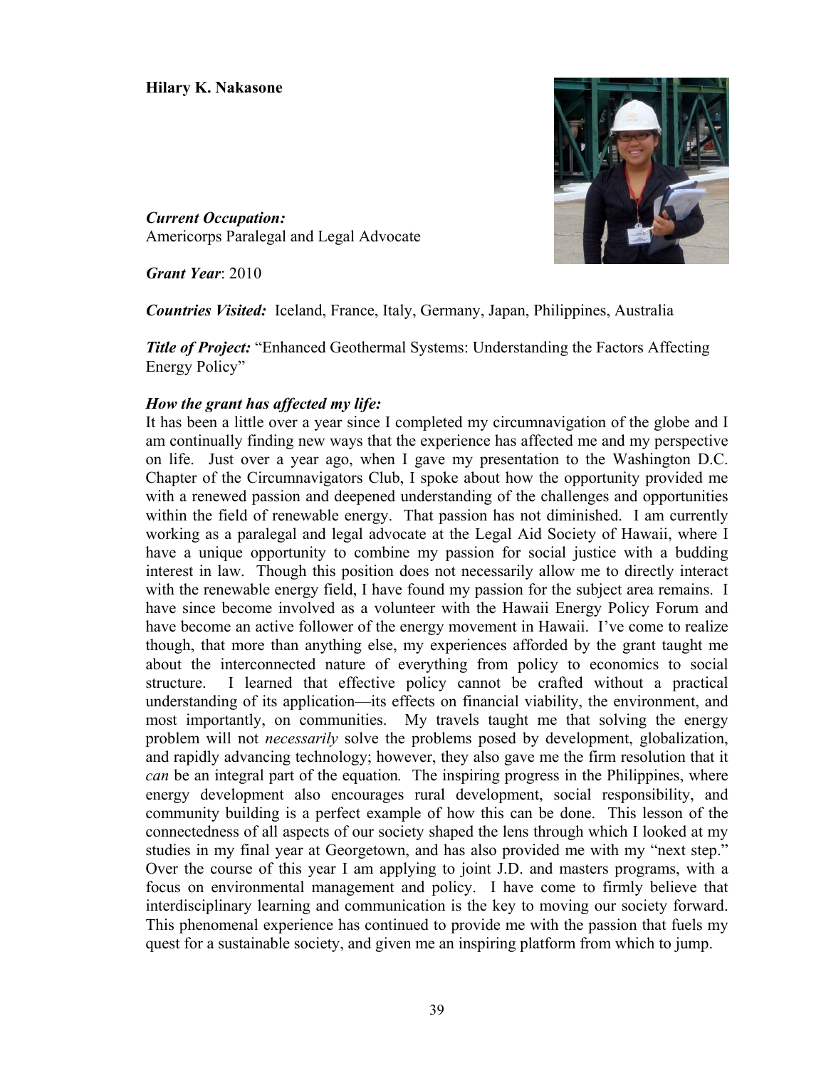**Hilary K. Nakasone**

***Current Occupation:***
Americorps Paralegal and Legal Advocate

***Grant Year***: 2010

***Countries Visited:*** Iceland, France, Italy, Germany, Japan, Philippines, Australia

***Title of Project:*** "Enhanced Geothermal Systems: Understanding the Factors Affecting Energy Policy"

***How the grant has affected my life:***

It has been a little over a year since I completed my circumnavigation of the globe and I am continually finding new ways that the experience has affected me and my perspective on life. Just over a year ago, when I gave my presentation to the Washington D.C. Chapter of the Circumnavigators Club, I spoke about how the opportunity provided me with a renewed passion and deepened understanding of the challenges and opportunities within the field of renewable energy. That passion has not diminished. I am currently working as a paralegal and legal advocate at the Legal Aid Society of Hawaii, where I have a unique opportunity to combine my passion for social justice with a budding interest in law. Though this position does not necessarily allow me to directly interact with the renewable energy field, I have found my passion for the subject area remains. I have since become involved as a volunteer with the Hawaii Energy Policy Forum and have become an active follower of the energy movement in Hawaii. I've come to realize though, that more than anything else, my experiences afforded by the grant taught me about the interconnected nature of everything from policy to economics to social structure. I learned that effective policy cannot be crafted without a practical understanding of its application—its effects on financial viability, the environment, and most importantly, on communities. My travels taught me that solving the energy problem will not *necessarily* solve the problems posed by development, globalization, and rapidly advancing technology; however, they also gave me the firm resolution that it *can* be an integral part of the equation. The inspiring progress in the Philippines, where energy development also encourages rural development, social responsibility, and community building is a perfect example of how this can be done. This lesson of the connectedness of all aspects of our society shaped the lens through which I looked at my studies in my final year at Georgetown, and has also provided me with my "next step." Over the course of this year I am applying to joint J.D. and masters programs, with a focus on environmental management and policy. I have come to firmly believe that interdisciplinary learning and communication is the key to moving our society forward. This phenomenal experience has continued to provide me with the passion that fuels my quest for a sustainable society, and given me an inspiring platform from which to jump.